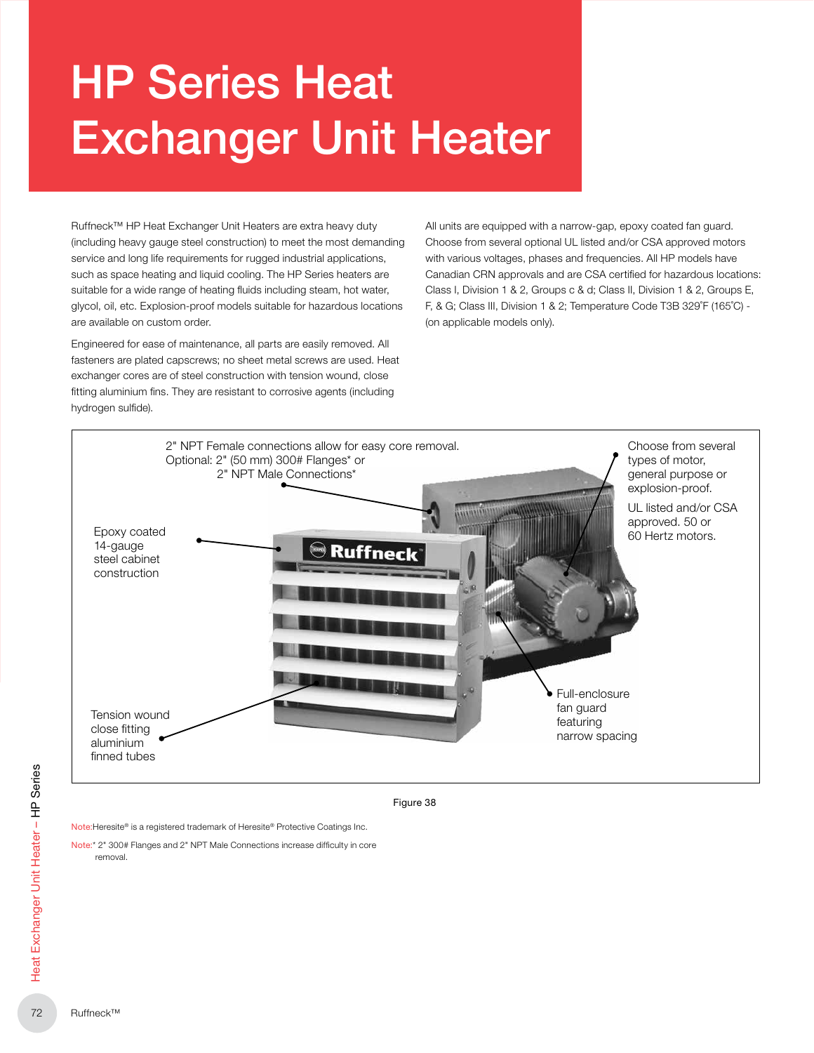# HP Series Heat Exchanger Unit Heater

Ruffneck™ HP Heat Exchanger Unit Heaters are extra heavy duty (including heavy gauge steel construction) to meet the most demanding service and long life requirements for rugged industrial applications, such as space heating and liquid cooling. The HP Series heaters are suitable for a wide range of heating fluids including steam, hot water, glycol, oil, etc. Explosion-proof models suitable for hazardous locations are available on custom order.

Engineered for ease of maintenance, all parts are easily removed. All fasteners are plated capscrews; no sheet metal screws are used. Heat exchanger cores are of steel construction with tension wound, close fitting aluminium fins. They are resistant to corrosive agents (including hydrogen sulfide).

All units are equipped with a narrow-gap, epoxy coated fan guard. Choose from several optional UL listed and/or CSA approved motors with various voltages, phases and frequencies. All HP models have Canadian CRN approvals and are CSA certified for hazardous locations: Class I, Division 1 & 2, Groups c & d; Class II, Division 1 & 2, Groups E, F, & G; Class III, Division 1 & 2; Temperature Code T3B 329˚F (165˚C) - (on applicable models only).

2" NPT Female connections allow for easy core removal. Optional: 2" (50 mm) 300# Flanges* or 2" NPT Male Connections*

Choose from several types of motor, general purpose or explosion-proof.

UL listed and/or CSA approved. 50 or 60 Hertz motors.

Epoxy coated 14-gauge steel cabinet construction

Tension wound close fitting aluminium finned tubes

Full-enclosure fan guard featuring narrow spacing

Figure 38

Note: Heresite® is a registered trademark of Heresite® Protective Coatings Inc.

Note: * 2" 300# Flanges and 2" NPT Male Connections increase difficulty in core removal.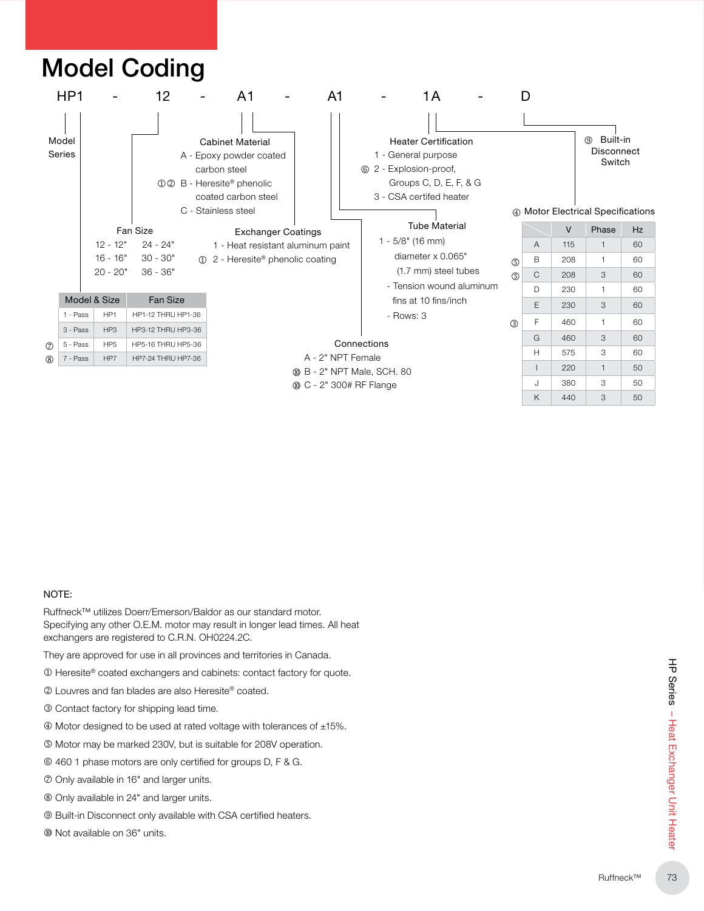# Model Coding

HP1 - 12 - A1 - A1 - 1A - D

**Model Series**

**Fan Size**

12 - 12"   24 - 24"
16 - 16"   30 - 30"
20 - 20"   36 - 36"

| Model & Size | | Fan Size |
|---|---|---|
| 1 - Pass | HP1 | HP1-12 THRU HP1-36 |
| 3 - Pass | HP3 | HP3-12 THRU HP3-36 |
| ⑦ 5 - Pass | HP5 | HP5-16 THRU HP5-36 |
| ⑧ 7 - Pass | HP7 | HP7-24 THRU HP7-36 |

**Cabinet Material**

- A - Epoxy powder coated carbon steel
- ①② B - Heresite® phenolic coated carbon steel
- C - Stainless steel

**Exchanger Coatings**

- 1 - Heat resistant aluminum paint
- ① 2 - Heresite® phenolic coating

**Connections**

- A - 2" NPT Female
- ⑩ B - 2" NPT Male, SCH. 80
- ⑩ C - 2" 300# RF Flange

**Heater Certification**

- 1 - General purpose
- ⑥ 2 - Explosion-proof, Groups C, D, E, F, & G
- 3 - CSA certifed heater

**Tube Material**

1 - 5/8" (16 mm) diameter x 0.065" (1.7 mm) steel tubes
- Tension wound aluminum fins at 10 fins/inch
- Rows: 3

⑨ **Built-in Disconnect Switch**

④ **Motor Electrical Specifications**

| | | V | Phase | Hz |
|---|---|---|---|---|
| | A | 115 | 1 | 60 |
| ⑤ | B | 208 | 1 | 60 |
| ⑤ | C | 208 | 3 | 60 |
| | D | 230 | 1 | 60 |
| | E | 230 | 3 | 60 |
| ③ | F | 460 | 1 | 60 |
| | G | 460 | 3 | 60 |
| | H | 575 | 3 | 60 |
| | I | 220 | 1 | 50 |
| | J | 380 | 3 | 50 |
| | K | 440 | 3 | 50 |

NOTE:

Ruffneck™ utilizes Doerr/Emerson/Baldor as our standard motor. Specifying any other O.E.M. motor may result in longer lead times. All heat exchangers are registered to C.R.N. OH0224.2C.

They are approved for use in all provinces and territories in Canada.

① Heresite® coated exchangers and cabinets: contact factory for quote.

② Louvres and fan blades are also Heresite® coated.

③ Contact factory for shipping lead time.

④ Motor designed to be used at rated voltage with tolerances of ±15%.

⑤ Motor may be marked 230V, but is suitable for 208V operation.

⑥ 460 1 phase motors are only certified for groups D, F & G.

⑦ Only available in 16" and larger units.

⑧ Only available in 24" and larger units.

⑨ Built-in Disconnect only available with CSA certified heaters.

⑩ Not available on 36" units.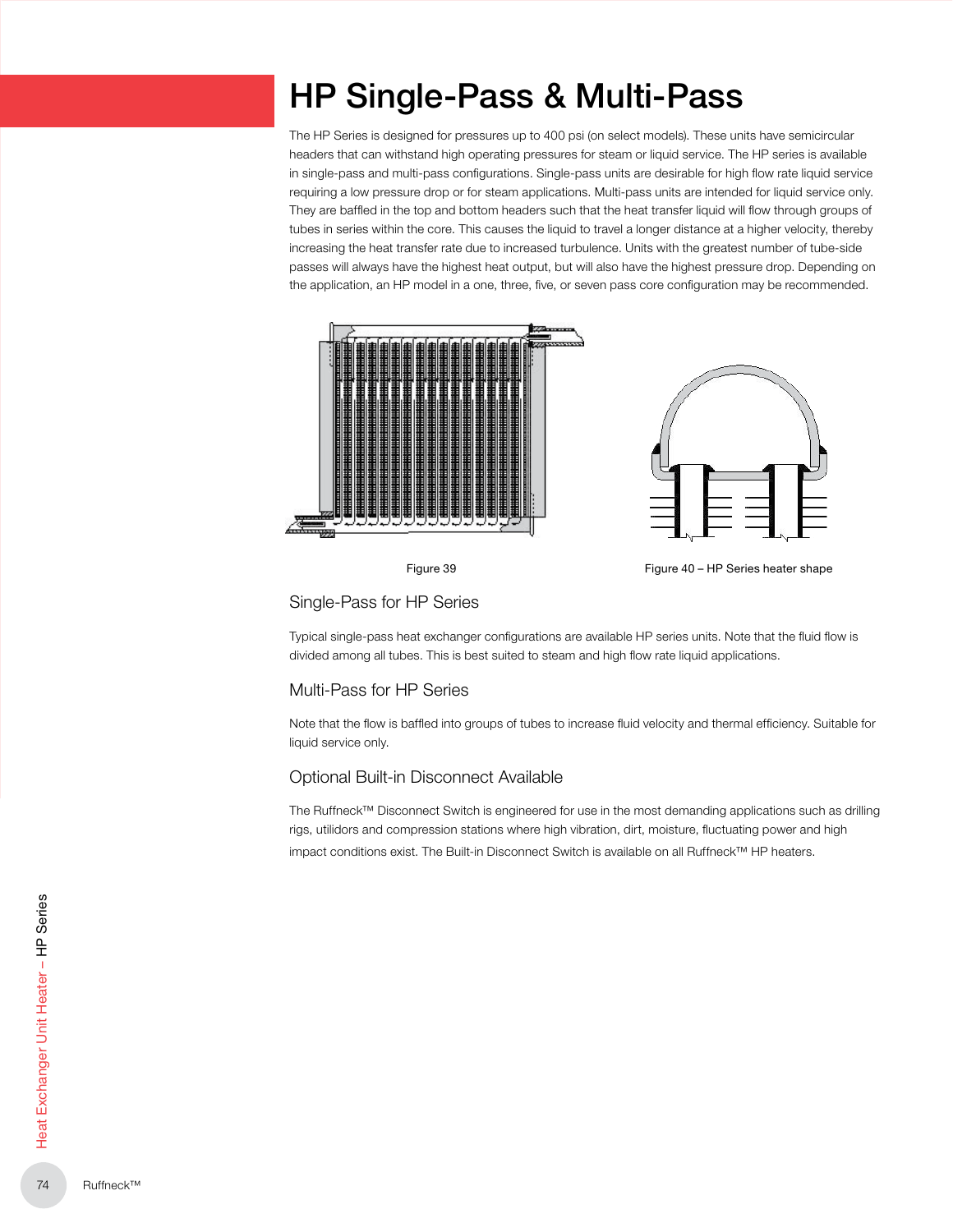# HP Single-Pass & Multi-Pass

The HP Series is designed for pressures up to 400 psi (on select models). These units have semicircular headers that can withstand high operating pressures for steam or liquid service. The HP series is available in single-pass and multi-pass configurations. Single-pass units are desirable for high flow rate liquid service requiring a low pressure drop or for steam applications. Multi-pass units are intended for liquid service only. They are baffled in the top and bottom headers such that the heat transfer liquid will flow through groups of tubes in series within the core. This causes the liquid to travel a longer distance at a higher velocity, thereby increasing the heat transfer rate due to increased turbulence. Units with the greatest number of tube-side passes will always have the highest heat output, but will also have the highest pressure drop. Depending on the application, an HP model in a one, three, five, or seven pass core configuration may be recommended.

Figure 39

Figure 40 – HP Series heater shape

## Single-Pass for HP Series

Typical single-pass heat exchanger configurations are available HP series units. Note that the fluid flow is divided among all tubes. This is best suited to steam and high flow rate liquid applications.

## Multi-Pass for HP Series

Note that the flow is baffled into groups of tubes to increase fluid velocity and thermal efficiency. Suitable for liquid service only.

## Optional Built-in Disconnect Available

The Ruffneck™ Disconnect Switch is engineered for use in the most demanding applications such as drilling rigs, utilidors and compression stations where high vibration, dirt, moisture, fluctuating power and high impact conditions exist. The Built-in Disconnect Switch is available on all Ruffneck™ HP heaters.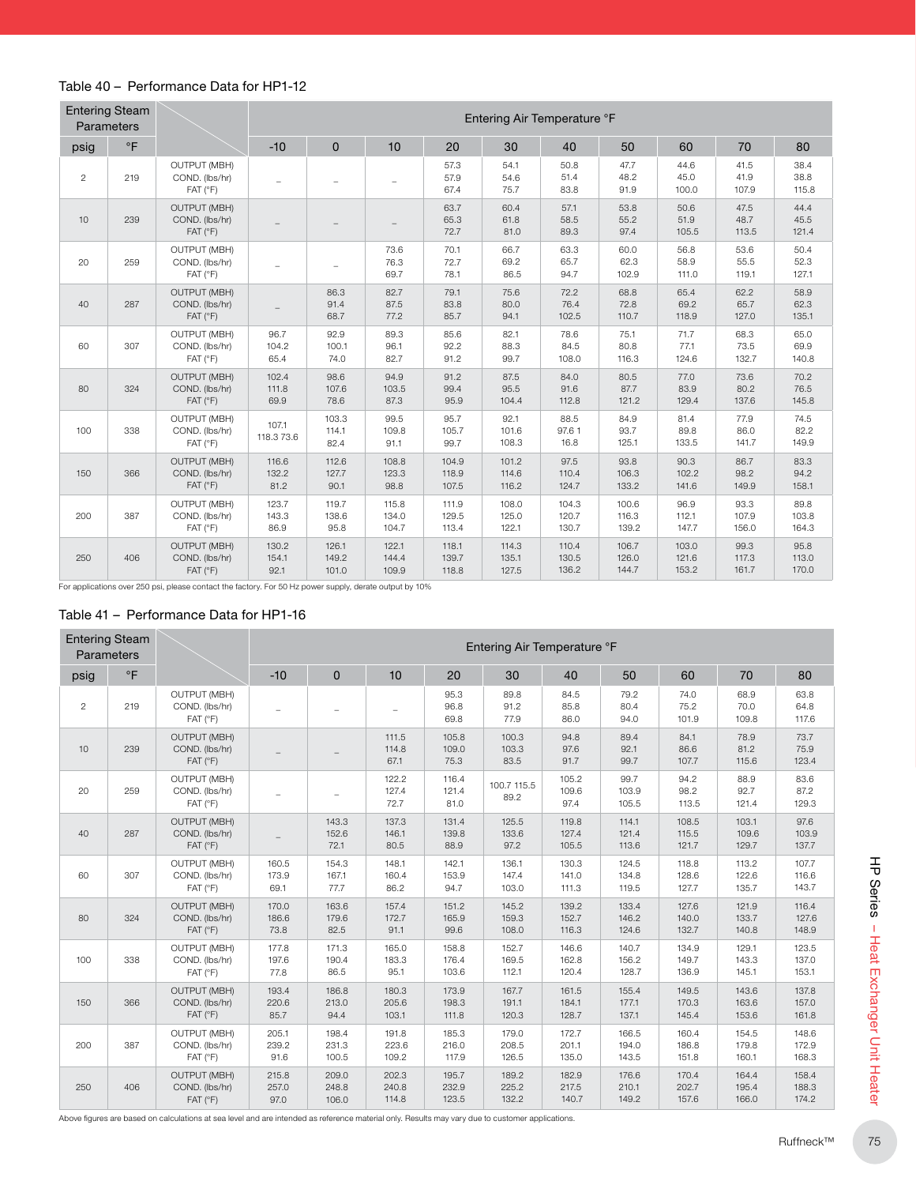## Table 40 – Performance Data for HP1-12

| Entering Steam Parameters | | | Entering Air Temperature °F | | | | | | | | | |
|---|---|---|---|---|---|---|---|---|---|---|---|---|
| psig | °F | | -10 | 0 | 10 | 20 | 30 | 40 | 50 | 60 | 70 | 80 |
| 2 | 219 | OUTPUT (MBH)<br>COND. (lbs/hr)<br>FAT (°F) | – | – | – | 57.3<br>57.9<br>67.4 | 54.1<br>54.6<br>75.7 | 50.8<br>51.4<br>83.8 | 47.7<br>48.2<br>91.9 | 44.6<br>45.0<br>100.0 | 41.5<br>41.9<br>107.9 | 38.4<br>38.8<br>115.8 |
| 10 | 239 | OUTPUT (MBH)<br>COND. (lbs/hr)<br>FAT (°F) | – | – | – | 63.7<br>65.3<br>72.7 | 60.4<br>61.8<br>81.0 | 57.1<br>58.5<br>89.3 | 53.8<br>55.2<br>97.4 | 50.6<br>51.9<br>105.5 | 47.5<br>48.7<br>113.5 | 44.4<br>45.5<br>121.4 |
| 20 | 259 | OUTPUT (MBH)<br>COND. (lbs/hr)<br>FAT (°F) | – | – | 73.6<br>76.3<br>69.7 | 70.1<br>72.7<br>78.1 | 66.7<br>69.2<br>86.5 | 63.3<br>65.7<br>94.7 | 60.0<br>62.3<br>102.9 | 56.8<br>58.9<br>111.0 | 53.6<br>55.5<br>119.1 | 50.4<br>52.3<br>127.1 |
| 40 | 287 | OUTPUT (MBH)<br>COND. (lbs/hr)<br>FAT (°F) | – | 86.3<br>91.4<br>68.7 | 82.7<br>87.5<br>77.2 | 79.1<br>83.8<br>85.7 | 75.6<br>80.0<br>94.1 | 72.2<br>76.4<br>102.5 | 68.8<br>72.8<br>110.7 | 65.4<br>69.2<br>118.9 | 62.2<br>65.7<br>127.0 | 58.9<br>62.3<br>135.1 |
| 60 | 307 | OUTPUT (MBH)<br>COND. (lbs/hr)<br>FAT (°F) | 96.7<br>104.2<br>65.4 | 92.9<br>100.1<br>74.0 | 89.3<br>96.1<br>82.7 | 85.6<br>92.2<br>91.2 | 82.1<br>88.3<br>99.7 | 78.6<br>84.5<br>108.0 | 75.1<br>80.8<br>116.3 | 71.7<br>77.1<br>124.6 | 68.3<br>73.5<br>132.7 | 65.0<br>69.9<br>140.8 |
| 80 | 324 | OUTPUT (MBH)<br>COND. (lbs/hr)<br>FAT (°F) | 102.4<br>111.8<br>69.9 | 98.6<br>107.6<br>78.6 | 94.9<br>103.5<br>87.3 | 91.2<br>99.4<br>95.9 | 87.5<br>95.5<br>104.4 | 84.0<br>91.6<br>112.8 | 80.5<br>87.7<br>121.2 | 77.0<br>83.9<br>129.4 | 73.6<br>80.2<br>137.6 | 70.2<br>76.5<br>145.8 |
| 100 | 338 | OUTPUT (MBH)<br>COND. (lbs/hr)<br>FAT (°F) | 107.1<br>118.3 73.6 | 103.3<br>114.1<br>82.4 | 99.5<br>109.8<br>91.1 | 95.7<br>105.7<br>99.7 | 92.1<br>101.6<br>108.3 | 88.5<br>97.6 1<br>16.8 | 84.9<br>93.7<br>125.1 | 81.4<br>89.8<br>133.5 | 77.9<br>86.0<br>141.7 | 74.5<br>82.2<br>149.9 |
| 150 | 366 | OUTPUT (MBH)<br>COND. (lbs/hr)<br>FAT (°F) | 116.6<br>132.2<br>81.2 | 112.6<br>127.7<br>90.1 | 108.8<br>123.3<br>98.8 | 104.9<br>118.9<br>107.5 | 101.2<br>114.6<br>116.2 | 97.5<br>110.4<br>124.7 | 93.8<br>106.3<br>133.2 | 90.3<br>102.2<br>141.6 | 86.7<br>98.2<br>149.9 | 83.3<br>94.2<br>158.1 |
| 200 | 387 | OUTPUT (MBH)<br>COND. (lbs/hr)<br>FAT (°F) | 123.7<br>143.3<br>86.9 | 119.7<br>138.6<br>95.8 | 115.8<br>134.0<br>104.7 | 111.9<br>129.5<br>113.4 | 108.0<br>125.0<br>122.1 | 104.3<br>120.7<br>130.7 | 100.6<br>116.3<br>139.2 | 96.9<br>112.1<br>147.7 | 93.3<br>107.9<br>156.0 | 89.8<br>103.8<br>164.3 |
| 250 | 406 | OUTPUT (MBH)<br>COND. (lbs/hr)<br>FAT (°F) | 130.2<br>154.1<br>92.1 | 126.1<br>149.2<br>101.0 | 122.1<br>144.4<br>109.9 | 118.1<br>139.7<br>118.8 | 114.3<br>135.1<br>127.5 | 110.4<br>130.5<br>136.2 | 106.7<br>126.0<br>144.7 | 103.0<br>121.6<br>153.2 | 99.3<br>117.3<br>161.7 | 95.8<br>113.0<br>170.0 |

For applications over 250 psi, please contact the factory. For 50 Hz power supply, derate output by 10%

## Table 41 – Performance Data for HP1-16

| Entering Steam Parameters | | | Entering Air Temperature °F | | | | | | | | | |
|---|---|---|---|---|---|---|---|---|---|---|---|---|
| psig | °F | | -10 | 0 | 10 | 20 | 30 | 40 | 50 | 60 | 70 | 80 |
| 2 | 219 | OUTPUT (MBH)<br>COND. (lbs/hr)<br>FAT (°F) | – | – | – | 95.3<br>96.8<br>69.8 | 89.8<br>91.2<br>77.9 | 84.5<br>85.8<br>86.0 | 79.2<br>80.4<br>94.0 | 74.0<br>75.2<br>101.9 | 68.9<br>70.0<br>109.8 | 63.8<br>64.8<br>117.6 |
| 10 | 239 | OUTPUT (MBH)<br>COND. (lbs/hr)<br>FAT (°F) | – | – | 111.5<br>114.8<br>67.1 | 105.8<br>109.0<br>75.3 | 100.3<br>103.3<br>83.5 | 94.8<br>97.6<br>91.7 | 89.4<br>92.1<br>99.7 | 84.1<br>86.6<br>107.7 | 78.9<br>81.2<br>115.6 | 73.7<br>75.9<br>123.4 |
| 20 | 259 | OUTPUT (MBH)<br>COND. (lbs/hr)<br>FAT (°F) | – | – | 122.2<br>127.4<br>72.7 | 116.4<br>121.4<br>81.0 | 100.7 115.5<br>89.2 | 105.2<br>109.6<br>97.4 | 99.7<br>103.9<br>105.5 | 94.2<br>98.2<br>113.5 | 88.9<br>92.7<br>121.4 | 83.6<br>87.2<br>129.3 |
| 40 | 287 | OUTPUT (MBH)<br>COND. (lbs/hr)<br>FAT (°F) | – | 143.3<br>152.6<br>72.1 | 137.3<br>146.1<br>80.5 | 131.4<br>139.8<br>88.9 | 125.5<br>133.6<br>97.2 | 119.8<br>127.4<br>105.5 | 114.1<br>121.4<br>113.6 | 108.5<br>115.5<br>121.7 | 103.1<br>109.6<br>129.7 | 97.6<br>103.9<br>137.7 |
| 60 | 307 | OUTPUT (MBH)<br>COND. (lbs/hr)<br>FAT (°F) | 160.5<br>173.9<br>69.1 | 154.3<br>167.1<br>77.7 | 148.1<br>160.4<br>86.2 | 142.1<br>153.9<br>94.7 | 136.1<br>147.4<br>103.0 | 130.3<br>141.0<br>111.3 | 124.5<br>134.8<br>119.5 | 118.8<br>128.6<br>127.7 | 113.2<br>122.6<br>135.7 | 107.7<br>116.6<br>143.7 |
| 80 | 324 | OUTPUT (MBH)<br>COND. (lbs/hr)<br>FAT (°F) | 170.0<br>186.6<br>73.8 | 163.6<br>179.6<br>82.5 | 157.4<br>172.7<br>91.1 | 151.2<br>165.9<br>99.6 | 145.2<br>159.3<br>108.0 | 139.2<br>152.7<br>116.3 | 133.4<br>146.2<br>124.6 | 127.6<br>140.0<br>132.7 | 121.9<br>133.7<br>140.8 | 116.4<br>127.6<br>148.9 |
| 100 | 338 | OUTPUT (MBH)<br>COND. (lbs/hr)<br>FAT (°F) | 177.8<br>197.6<br>77.8 | 171.3<br>190.4<br>86.5 | 165.0<br>183.3<br>95.1 | 158.8<br>176.4<br>103.6 | 152.7<br>169.5<br>112.1 | 146.6<br>162.8<br>120.4 | 140.7<br>156.2<br>128.7 | 134.9<br>149.7<br>136.9 | 129.1<br>143.3<br>145.1 | 123.5<br>137.0<br>153.1 |
| 150 | 366 | OUTPUT (MBH)<br>COND. (lbs/hr)<br>FAT (°F) | 193.4<br>220.6<br>85.7 | 186.8<br>213.0<br>94.4 | 180.3<br>205.6<br>103.1 | 173.9<br>198.3<br>111.8 | 167.7<br>191.1<br>120.3 | 161.5<br>184.1<br>128.7 | 155.4<br>177.1<br>137.1 | 149.5<br>170.3<br>145.4 | 143.6<br>163.6<br>153.6 | 137.8<br>157.0<br>161.8 |
| 200 | 387 | OUTPUT (MBH)<br>COND. (lbs/hr)<br>FAT (°F) | 205.1<br>239.2<br>91.6 | 198.4<br>231.3<br>100.5 | 191.8<br>223.6<br>109.2 | 185.3<br>216.0<br>117.9 | 179.0<br>208.5<br>126.5 | 172.7<br>201.1<br>135.0 | 166.5<br>194.0<br>143.5 | 160.4<br>186.8<br>151.8 | 154.5<br>179.8<br>160.1 | 148.6<br>172.9<br>168.3 |
| 250 | 406 | OUTPUT (MBH)<br>COND. (lbs/hr)<br>FAT (°F) | 215.8<br>257.0<br>97.0 | 209.0<br>248.8<br>106.0 | 202.3<br>240.8<br>114.8 | 195.7<br>232.9<br>123.5 | 189.2<br>225.2<br>132.2 | 182.9<br>217.5<br>140.7 | 176.6<br>210.1<br>149.2 | 170.4<br>202.7<br>157.6 | 164.4<br>195.4<br>166.0 | 158.4<br>188.3<br>174.2 |

Above figures are based on calculations at sea level and are intended as reference material only. Results may vary due to customer applications.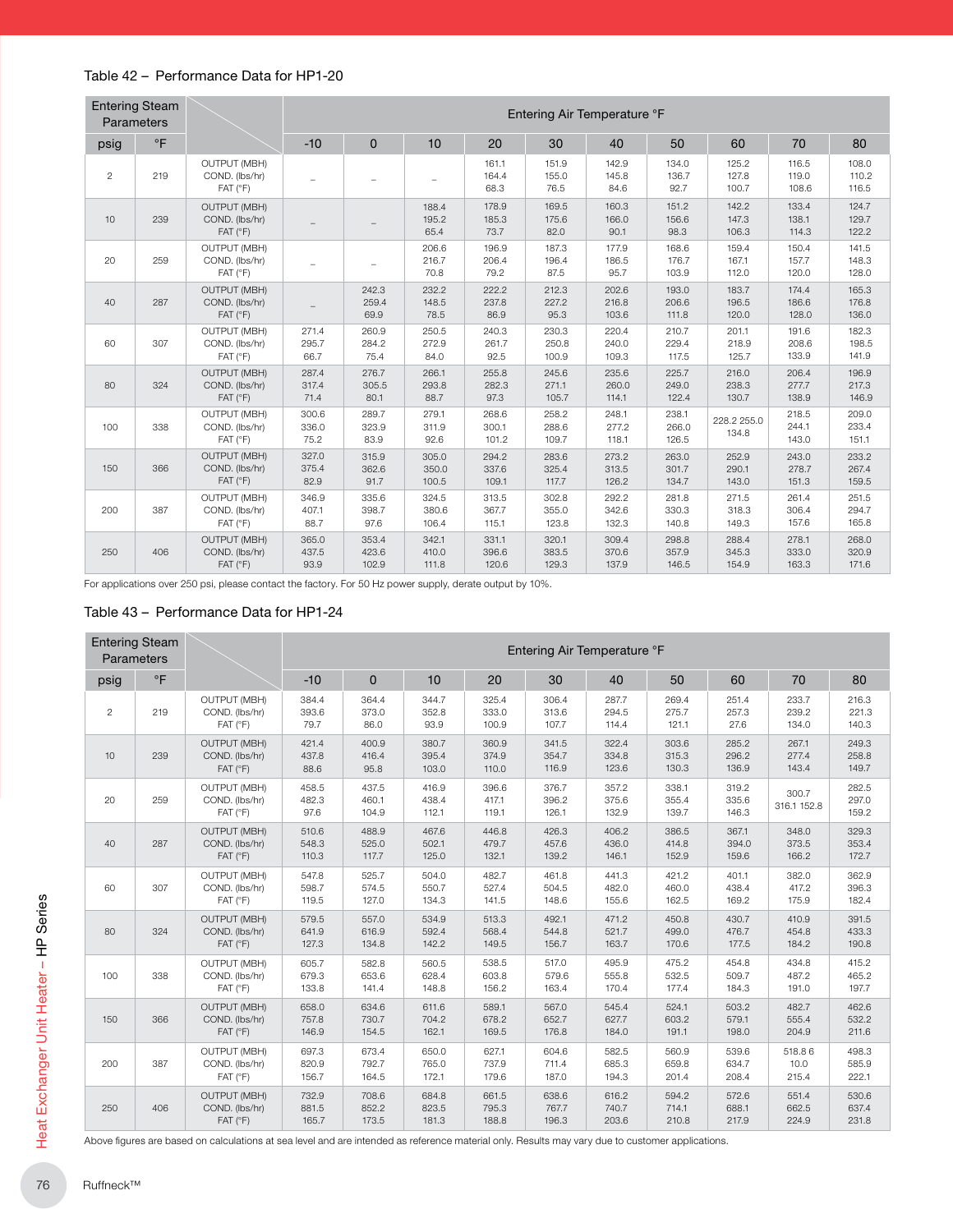## Table 42 – Performance Data for HP1-20

| Entering Steam Parameters | | | Entering Air Temperature °F | | | | | | | | | |
|---|---|---|---|---|---|---|---|---|---|---|---|---|
| psig | °F | | -10 | 0 | 10 | 20 | 30 | 40 | 50 | 60 | 70 | 80 |
| 2 | 219 | OUTPUT (MBH)<br>COND. (lbs/hr)<br>FAT (°F) | – | – | – | 161.1<br>164.4<br>68.3 | 151.9<br>155.0<br>76.5 | 142.9<br>145.8<br>84.6 | 134.0<br>136.7<br>92.7 | 125.2<br>127.8<br>100.7 | 116.5<br>119.0<br>108.6 | 108.0<br>110.2<br>116.5 |
| 10 | 239 | OUTPUT (MBH)<br>COND. (lbs/hr)<br>FAT (°F) | – | – | 188.4<br>195.2<br>65.4 | 178.9<br>185.3<br>73.7 | 169.5<br>175.6<br>82.0 | 160.3<br>166.0<br>90.1 | 151.2<br>156.6<br>98.3 | 142.2<br>147.3<br>106.3 | 133.4<br>138.1<br>114.3 | 124.7<br>129.7<br>122.2 |
| 20 | 259 | OUTPUT (MBH)<br>COND. (lbs/hr)<br>FAT (°F) | – | – | 206.6<br>216.7<br>70.8 | 196.9<br>206.4<br>79.2 | 187.3<br>196.4<br>87.5 | 177.9<br>186.5<br>95.7 | 168.6<br>176.7<br>103.9 | 159.4<br>167.1<br>112.0 | 150.4<br>157.7<br>120.0 | 141.5<br>148.3<br>128.0 |
| 40 | 287 | OUTPUT (MBH)<br>COND. (lbs/hr)<br>FAT (°F) | – | 242.3<br>259.4<br>69.9 | 232.2<br>148.5<br>78.5 | 222.2<br>237.8<br>86.9 | 212.3<br>227.2<br>95.3 | 202.6<br>216.8<br>103.6 | 193.0<br>206.6<br>111.8 | 183.7<br>196.5<br>120.0 | 174.4<br>186.6<br>128.0 | 165.3<br>176.8<br>136.0 |
| 60 | 307 | OUTPUT (MBH)<br>COND. (lbs/hr)<br>FAT (°F) | 271.4<br>295.7<br>66.7 | 260.9<br>284.2<br>75.4 | 250.5<br>272.9<br>84.0 | 240.3<br>261.7<br>92.5 | 230.3<br>250.8<br>100.9 | 220.4<br>240.0<br>109.3 | 210.7<br>229.4<br>117.5 | 201.1<br>218.9<br>125.7 | 191.6<br>208.6<br>133.9 | 182.3<br>198.5<br>141.9 |
| 80 | 324 | OUTPUT (MBH)<br>COND. (lbs/hr)<br>FAT (°F) | 287.4<br>317.4<br>71.4 | 276.7<br>305.5<br>80.1 | 266.1<br>293.8<br>88.7 | 255.8<br>282.3<br>97.3 | 245.6<br>271.1<br>105.7 | 235.6<br>260.0<br>114.1 | 225.7<br>249.0<br>122.4 | 216.0<br>238.3<br>130.7 | 206.4<br>277.7<br>138.9 | 196.9<br>217.3<br>146.9 |
| 100 | 338 | OUTPUT (MBH)<br>COND. (lbs/hr)<br>FAT (°F) | 300.6<br>336.0<br>75.2 | 289.7<br>323.9<br>83.9 | 279.1<br>311.9<br>92.6 | 268.6<br>300.1<br>101.2 | 258.2<br>288.6<br>109.7 | 248.1<br>277.2<br>118.1 | 238.1<br>266.0<br>126.5 | 228.2 255.0<br>134.8 | 218.5<br>244.1<br>143.0 | 209.0<br>233.4<br>151.1 |
| 150 | 366 | OUTPUT (MBH)<br>COND. (lbs/hr)<br>FAT (°F) | 327.0<br>375.4<br>82.9 | 315.9<br>362.6<br>91.7 | 305.0<br>350.0<br>100.5 | 294.2<br>337.6<br>109.1 | 283.6<br>325.4<br>117.7 | 273.2<br>313.5<br>126.2 | 263.0<br>301.7<br>134.7 | 252.9<br>290.1<br>143.0 | 243.0<br>278.7<br>151.3 | 233.2<br>267.4<br>159.5 |
| 200 | 387 | OUTPUT (MBH)<br>COND. (lbs/hr)<br>FAT (°F) | 346.9<br>407.1<br>88.7 | 335.6<br>398.7<br>97.6 | 324.5<br>380.6<br>106.4 | 313.5<br>367.7<br>115.1 | 302.8<br>355.0<br>123.8 | 292.2<br>342.6<br>132.3 | 281.8<br>330.3<br>140.8 | 271.5<br>318.3<br>149.3 | 261.4<br>306.4<br>157.6 | 251.5<br>294.7<br>165.8 |
| 250 | 406 | OUTPUT (MBH)<br>COND. (lbs/hr)<br>FAT (°F) | 365.0<br>437.5<br>93.9 | 353.4<br>423.6<br>102.9 | 342.1<br>410.0<br>111.8 | 331.1<br>396.6<br>120.6 | 320.1<br>383.5<br>129.3 | 309.4<br>370.6<br>137.9 | 298.8<br>357.9<br>146.5 | 288.4<br>345.3<br>154.9 | 278.1<br>333.0<br>163.3 | 268.0<br>320.9<br>171.6 |

For applications over 250 psi, please contact the factory. For 50 Hz power supply, derate output by 10%.

## Table 43 – Performance Data for HP1-24

| Entering Steam Parameters | | | Entering Air Temperature °F | | | | | | | | | |
|---|---|---|---|---|---|---|---|---|---|---|---|---|
| psig | °F | | -10 | 0 | 10 | 20 | 30 | 40 | 50 | 60 | 70 | 80 |
| 2 | 219 | OUTPUT (MBH)<br>COND. (lbs/hr)<br>FAT (°F) | 384.4<br>393.6<br>79.7 | 364.4<br>373.0<br>86.0 | 344.7<br>352.8<br>93.9 | 325.4<br>333.0<br>100.9 | 306.4<br>313.6<br>107.7 | 287.7<br>294.5<br>114.4 | 269.4<br>275.7<br>121.1 | 251.4<br>257.3<br>27.6 | 233.7<br>239.2<br>134.0 | 216.3<br>221.3<br>140.3 |
| 10 | 239 | OUTPUT (MBH)<br>COND. (lbs/hr)<br>FAT (°F) | 421.4<br>437.8<br>88.6 | 400.9<br>416.4<br>95.8 | 380.7<br>395.4<br>103.0 | 360.9<br>374.9<br>110.0 | 341.5<br>354.7<br>116.9 | 322.4<br>334.8<br>123.6 | 303.6<br>315.3<br>130.3 | 285.2<br>296.2<br>136.9 | 267.1<br>277.4<br>143.4 | 249.3<br>258.8<br>149.7 |
| 20 | 259 | OUTPUT (MBH)<br>COND. (lbs/hr)<br>FAT (°F) | 458.5<br>482.3<br>97.6 | 437.5<br>460.1<br>104.9 | 416.9<br>438.4<br>112.1 | 396.6<br>417.1<br>119.1 | 376.7<br>396.2<br>126.1 | 357.2<br>375.6<br>132.9 | 338.1<br>355.4<br>139.7 | 319.2<br>335.6<br>146.3 | 300.7<br>316.1 152.8 | 282.5<br>297.0<br>159.2 |
| 40 | 287 | OUTPUT (MBH)<br>COND. (lbs/hr)<br>FAT (°F) | 510.6<br>548.3<br>110.3 | 488.9<br>525.0<br>117.7 | 467.6<br>502.1<br>125.0 | 446.8<br>479.7<br>132.1 | 426.3<br>457.6<br>139.2 | 406.2<br>436.0<br>146.1 | 386.5<br>414.8<br>152.9 | 367.1<br>394.0<br>159.6 | 348.0<br>373.5<br>166.2 | 329.3<br>353.4<br>172.7 |
| 60 | 307 | OUTPUT (MBH)<br>COND. (lbs/hr)<br>FAT (°F) | 547.8<br>598.7<br>119.5 | 525.7<br>574.5<br>127.0 | 504.0<br>550.7<br>134.3 | 482.7<br>527.4<br>141.5 | 461.8<br>504.5<br>148.6 | 441.3<br>482.0<br>155.6 | 421.2<br>460.0<br>162.5 | 401.1<br>438.4<br>169.2 | 382.0<br>417.2<br>175.9 | 362.9<br>396.3<br>182.4 |
| 80 | 324 | OUTPUT (MBH)<br>COND. (lbs/hr)<br>FAT (°F) | 579.5<br>641.9<br>127.3 | 557.0<br>616.9<br>134.8 | 534.9<br>592.4<br>142.2 | 513.3<br>568.4<br>149.5 | 492.1<br>544.8<br>156.7 | 471.2<br>521.7<br>163.7 | 450.8<br>499.0<br>170.6 | 430.7<br>476.7<br>177.5 | 410.9<br>454.8<br>184.2 | 391.5<br>433.3<br>190.8 |
| 100 | 338 | OUTPUT (MBH)<br>COND. (lbs/hr)<br>FAT (°F) | 605.7<br>679.3<br>133.8 | 582.8<br>653.6<br>141.4 | 560.5<br>628.4<br>148.8 | 538.5<br>603.8<br>156.2 | 517.0<br>579.6<br>163.4 | 495.9<br>555.8<br>170.4 | 475.2<br>532.5<br>177.4 | 454.8<br>509.7<br>184.3 | 434.8<br>487.2<br>191.0 | 415.2<br>465.2<br>197.7 |
| 150 | 366 | OUTPUT (MBH)<br>COND. (lbs/hr)<br>FAT (°F) | 658.0<br>757.8<br>146.9 | 634.6<br>730.7<br>154.5 | 611.6<br>704.2<br>162.1 | 589.1<br>678.2<br>169.5 | 567.0<br>652.7<br>176.8 | 545.4<br>627.7<br>184.0 | 524.1<br>603.2<br>191.1 | 503.2<br>579.1<br>198.0 | 482.7<br>555.4<br>204.9 | 462.6<br>532.2<br>211.6 |
| 200 | 387 | OUTPUT (MBH)<br>COND. (lbs/hr)<br>FAT (°F) | 697.3<br>820.9<br>156.7 | 673.4<br>792.7<br>164.5 | 650.0<br>765.0<br>172.1 | 627.1<br>737.9<br>179.6 | 604.6<br>711.4<br>187.0 | 582.5<br>685.3<br>194.3 | 560.9<br>659.8<br>201.4 | 539.6<br>634.7<br>208.4 | 518.8 6<br>10.0<br>215.4 | 498.3<br>585.9<br>222.1 |
| 250 | 406 | OUTPUT (MBH)<br>COND. (lbs/hr)<br>FAT (°F) | 732.9<br>881.5<br>165.7 | 708.6<br>852.2<br>173.5 | 684.8<br>823.5<br>181.3 | 661.5<br>795.3<br>188.8 | 638.6<br>767.7<br>196.3 | 616.2<br>740.7<br>203.6 | 594.2<br>714.1<br>210.8 | 572.6<br>688.1<br>217.9 | 551.4<br>662.5<br>224.9 | 530.6<br>637.4<br>231.8 |

Above figures are based on calculations at sea level and are intended as reference material only. Results may vary due to customer applications.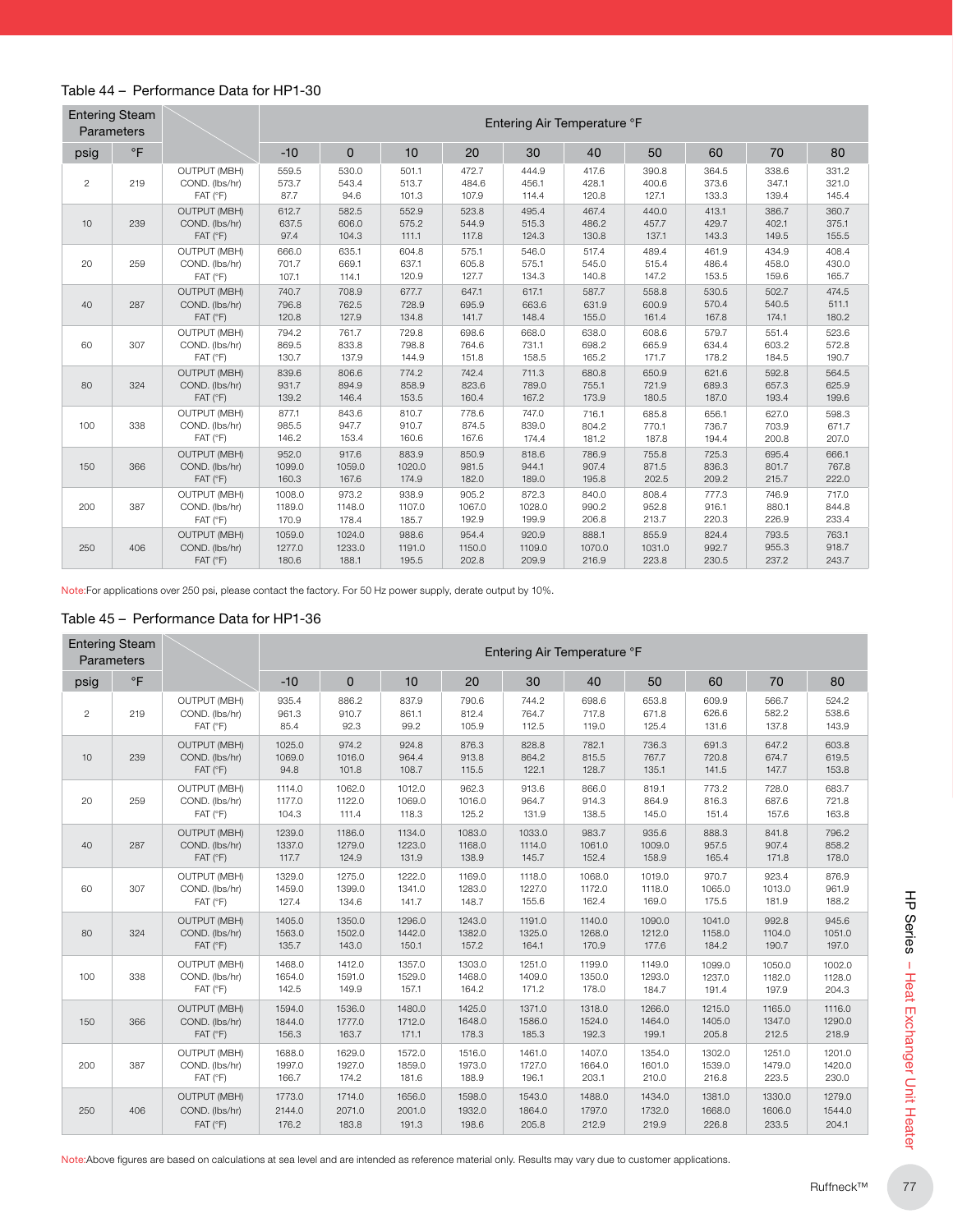## Table 44 – Performance Data for HP1-30

| Entering Steam Parameters | | | Entering Air Temperature °F | | | | | | | | | |
|---|---|---|---|---|---|---|---|---|---|---|---|---|
| psig | °F | | -10 | 0 | 10 | 20 | 30 | 40 | 50 | 60 | 70 | 80 |
| 2 | 219 | OUTPUT (MBH) | 559.5 | 530.0 | 501.1 | 472.7 | 444.9 | 417.6 | 390.8 | 364.5 | 338.6 | 331.2 |
| | | COND. (lbs/hr) | 573.7 | 543.4 | 513.7 | 484.6 | 456.1 | 428.1 | 400.6 | 373.6 | 347.1 | 321.0 |
| | | FAT (°F) | 87.7 | 94.6 | 101.3 | 107.9 | 114.4 | 120.8 | 127.1 | 133.3 | 139.4 | 145.4 |
| 10 | 239 | OUTPUT (MBH) | 612.7 | 582.5 | 552.9 | 523.8 | 495.4 | 467.4 | 440.0 | 413.1 | 386.7 | 360.7 |
| | | COND. (lbs/hr) | 637.5 | 606.0 | 575.2 | 544.9 | 515.3 | 486.2 | 457.7 | 429.7 | 402.1 | 375.1 |
| | | FAT (°F) | 97.4 | 104.3 | 111.1 | 117.8 | 124.3 | 130.8 | 137.1 | 143.3 | 149.5 | 155.5 |
| 20 | 259 | OUTPUT (MBH) | 666.0 | 635.1 | 604.8 | 575.1 | 546.0 | 517.4 | 489.4 | 461.9 | 434.9 | 408.4 |
| | | COND. (lbs/hr) | 701.7 | 669.1 | 637.1 | 605.8 | 575.1 | 545.0 | 515.4 | 486.4 | 458.0 | 430.0 |
| | | FAT (°F) | 107.1 | 114.1 | 120.9 | 127.7 | 134.3 | 140.8 | 147.2 | 153.5 | 159.6 | 165.7 |
| 40 | 287 | OUTPUT (MBH) | 740.7 | 708.9 | 677.7 | 647.1 | 617.1 | 587.7 | 558.8 | 530.5 | 502.7 | 474.5 |
| | | COND. (lbs/hr) | 796.8 | 762.5 | 728.9 | 695.9 | 663.6 | 631.9 | 600.9 | 570.4 | 540.5 | 511.1 |
| | | FAT (°F) | 120.8 | 127.9 | 134.8 | 141.7 | 148.4 | 155.0 | 161.4 | 167.8 | 174.1 | 180.2 |
| 60 | 307 | OUTPUT (MBH) | 794.2 | 761.7 | 729.8 | 698.6 | 668.0 | 638.0 | 608.6 | 579.7 | 551.4 | 523.6 |
| | | COND. (lbs/hr) | 869.5 | 833.8 | 798.8 | 764.6 | 731.1 | 698.2 | 665.9 | 634.4 | 603.2 | 572.8 |
| | | FAT (°F) | 130.7 | 137.9 | 144.9 | 151.8 | 158.5 | 165.2 | 171.7 | 178.2 | 184.5 | 190.7 |
| 80 | 324 | OUTPUT (MBH) | 839.6 | 806.6 | 774.2 | 742.4 | 711.3 | 680.8 | 650.9 | 621.6 | 592.8 | 564.5 |
| | | COND. (lbs/hr) | 931.7 | 894.9 | 858.9 | 823.6 | 789.0 | 755.1 | 721.9 | 689.3 | 657.3 | 625.9 |
| | | FAT (°F) | 139.2 | 146.4 | 153.5 | 160.4 | 167.2 | 173.9 | 180.5 | 187.0 | 193.4 | 199.6 |
| 100 | 338 | OUTPUT (MBH) | 877.1 | 843.6 | 810.7 | 778.6 | 747.0 | 716.1 | 685.8 | 656.1 | 627.0 | 598.3 |
| | | COND. (lbs/hr) | 985.5 | 947.7 | 910.7 | 874.5 | 839.0 | 804.2 | 770.1 | 736.7 | 703.9 | 671.7 |
| | | FAT (°F) | 146.2 | 153.4 | 160.6 | 167.6 | 174.4 | 181.2 | 187.8 | 194.4 | 200.8 | 207.0 |
| 150 | 366 | OUTPUT (MBH) | 952.0 | 917.6 | 883.9 | 850.9 | 818.6 | 786.9 | 755.8 | 725.3 | 695.4 | 666.1 |
| | | COND. (lbs/hr) | 1099.0 | 1059.0 | 1020.0 | 981.5 | 944.1 | 907.4 | 871.5 | 836.3 | 801.7 | 767.8 |
| | | FAT (°F) | 160.3 | 167.6 | 174.9 | 182.0 | 189.0 | 195.8 | 202.5 | 209.2 | 215.7 | 222.0 |
| 200 | 387 | OUTPUT (MBH) | 1008.0 | 973.2 | 938.9 | 905.2 | 872.3 | 840.0 | 808.4 | 777.3 | 746.9 | 717.0 |
| | | COND. (lbs/hr) | 1189.0 | 1148.0 | 1107.0 | 1067.0 | 1028.0 | 990.2 | 952.8 | 916.1 | 880.1 | 844.8 |
| | | FAT (°F) | 170.9 | 178.4 | 185.7 | 192.9 | 199.9 | 206.8 | 213.7 | 220.3 | 226.9 | 233.4 |
| 250 | 406 | OUTPUT (MBH) | 1059.0 | 1024.0 | 988.6 | 954.4 | 920.9 | 888.1 | 855.9 | 824.4 | 793.5 | 763.1 |
| | | COND. (lbs/hr) | 1277.0 | 1233.0 | 1191.0 | 1150.0 | 1109.0 | 1070.0 | 1031.0 | 992.7 | 955.3 | 918.7 |
| | | FAT (°F) | 180.6 | 188.1 | 195.5 | 202.8 | 209.9 | 216.9 | 223.8 | 230.5 | 237.2 | 243.7 |

Note:For applications over 250 psi, please contact the factory. For 50 Hz power supply, derate output by 10%.

## Table 45 – Performance Data for HP1-36

| Entering Steam Parameters | | | Entering Air Temperature °F | | | | | | | | | |
|---|---|---|---|---|---|---|---|---|---|---|---|---|
| psig | °F | | -10 | 0 | 10 | 20 | 30 | 40 | 50 | 60 | 70 | 80 |
| 2 | 219 | OUTPUT (MBH) | 935.4 | 886.2 | 837.9 | 790.6 | 744.2 | 698.6 | 653.8 | 609.9 | 566.7 | 524.2 |
| | | COND. (lbs/hr) | 961.3 | 910.7 | 861.1 | 812.4 | 764.7 | 717.8 | 671.8 | 626.6 | 582.2 | 538.6 |
| | | FAT (°F) | 85.4 | 92.3 | 99.2 | 105.9 | 112.5 | 119.0 | 125.4 | 131.6 | 137.8 | 143.9 |
| 10 | 239 | OUTPUT (MBH) | 1025.0 | 974.2 | 924.8 | 876.3 | 828.8 | 782.1 | 736.3 | 691.3 | 647.2 | 603.8 |
| | | COND. (lbs/hr) | 1069.0 | 1016.0 | 964.4 | 913.8 | 864.2 | 815.5 | 767.7 | 720.8 | 674.7 | 619.5 |
| | | FAT (°F) | 94.8 | 101.8 | 108.7 | 115.5 | 122.1 | 128.7 | 135.1 | 141.5 | 147.7 | 153.8 |
| 20 | 259 | OUTPUT (MBH) | 1114.0 | 1062.0 | 1012.0 | 962.3 | 913.6 | 866.0 | 819.1 | 773.2 | 728.0 | 683.7 |
| | | COND. (lbs/hr) | 1177.0 | 1122.0 | 1069.0 | 1016.0 | 964.7 | 914.3 | 864.9 | 816.3 | 687.6 | 721.8 |
| | | FAT (°F) | 104.3 | 111.4 | 118.3 | 125.2 | 131.9 | 138.5 | 145.0 | 151.4 | 157.6 | 163.8 |
| 40 | 287 | OUTPUT (MBH) | 1239.0 | 1186.0 | 1134.0 | 1083.0 | 1033.0 | 983.7 | 935.6 | 888.3 | 841.8 | 796.2 |
| | | COND. (lbs/hr) | 1337.0 | 1279.0 | 1223.0 | 1168.0 | 1114.0 | 1061.0 | 1009.0 | 957.5 | 907.4 | 858.2 |
| | | FAT (°F) | 117.7 | 124.9 | 131.9 | 138.9 | 145.7 | 152.4 | 158.9 | 165.4 | 171.8 | 178.0 |
| 60 | 307 | OUTPUT (MBH) | 1329.0 | 1275.0 | 1222.0 | 1169.0 | 1118.0 | 1068.0 | 1019.0 | 970.7 | 923.4 | 876.9 |
| | | COND. (lbs/hr) | 1459.0 | 1399.0 | 1341.0 | 1283.0 | 1227.0 | 1172.0 | 1118.0 | 1065.0 | 1013.0 | 961.9 |
| | | FAT (°F) | 127.4 | 134.6 | 141.7 | 148.7 | 155.6 | 162.4 | 169.0 | 175.5 | 181.9 | 188.2 |
| 80 | 324 | OUTPUT (MBH) | 1405.0 | 1350.0 | 1296.0 | 1243.0 | 1191.0 | 1140.0 | 1090.0 | 1041.0 | 992.8 | 945.6 |
| | | COND. (lbs/hr) | 1563.0 | 1502.0 | 1442.0 | 1382.0 | 1325.0 | 1268.0 | 1212.0 | 1158.0 | 1104.0 | 1051.0 |
| | | FAT (°F) | 135.7 | 143.0 | 150.1 | 157.2 | 164.1 | 170.9 | 177.6 | 184.2 | 190.7 | 197.0 |
| 100 | 338 | OUTPUT (MBH) | 1468.0 | 1412.0 | 1357.0 | 1303.0 | 1251.0 | 1199.0 | 1149.0 | 1099.0 | 1050.0 | 1002.0 |
| | | COND. (lbs/hr) | 1654.0 | 1591.0 | 1529.0 | 1468.0 | 1409.0 | 1350.0 | 1293.0 | 1237.0 | 1182.0 | 1128.0 |
| | | FAT (°F) | 142.5 | 149.9 | 157.1 | 164.2 | 171.2 | 178.0 | 184.7 | 191.4 | 197.9 | 204.3 |
| 150 | 366 | OUTPUT (MBH) | 1594.0 | 1536.0 | 1480.0 | 1425.0 | 1371.0 | 1318.0 | 1266.0 | 1215.0 | 1165.0 | 1116.0 |
| | | COND. (lbs/hr) | 1844.0 | 1777.0 | 1712.0 | 1648.0 | 1586.0 | 1524.0 | 1464.0 | 1405.0 | 1347.0 | 1290.0 |
| | | FAT (°F) | 156.3 | 163.7 | 171.1 | 178.3 | 185.3 | 192.3 | 199.1 | 205.8 | 212.5 | 218.9 |
| 200 | 387 | OUTPUT (MBH) | 1688.0 | 1629.0 | 1572.0 | 1516.0 | 1461.0 | 1407.0 | 1354.0 | 1302.0 | 1251.0 | 1201.0 |
| | | COND. (lbs/hr) | 1997.0 | 1927.0 | 1859.0 | 1973.0 | 1727.0 | 1664.0 | 1601.0 | 1539.0 | 1479.0 | 1420.0 |
| | | FAT (°F) | 166.7 | 174.2 | 181.6 | 188.9 | 196.1 | 203.1 | 210.0 | 216.8 | 223.5 | 230.0 |
| 250 | 406 | OUTPUT (MBH) | 1773.0 | 1714.0 | 1656.0 | 1598.0 | 1543.0 | 1488.0 | 1434.0 | 1381.0 | 1330.0 | 1279.0 |
| | | COND. (lbs/hr) | 2144.0 | 2071.0 | 2001.0 | 1932.0 | 1864.0 | 1797.0 | 1732.0 | 1668.0 | 1606.0 | 1544.0 |
| | | FAT (°F) | 176.2 | 183.8 | 191.3 | 198.6 | 205.8 | 212.9 | 219.9 | 226.8 | 233.5 | 204.1 |

Note:Above figures are based on calculations at sea level and are intended as reference material only. Results may vary due to customer applications.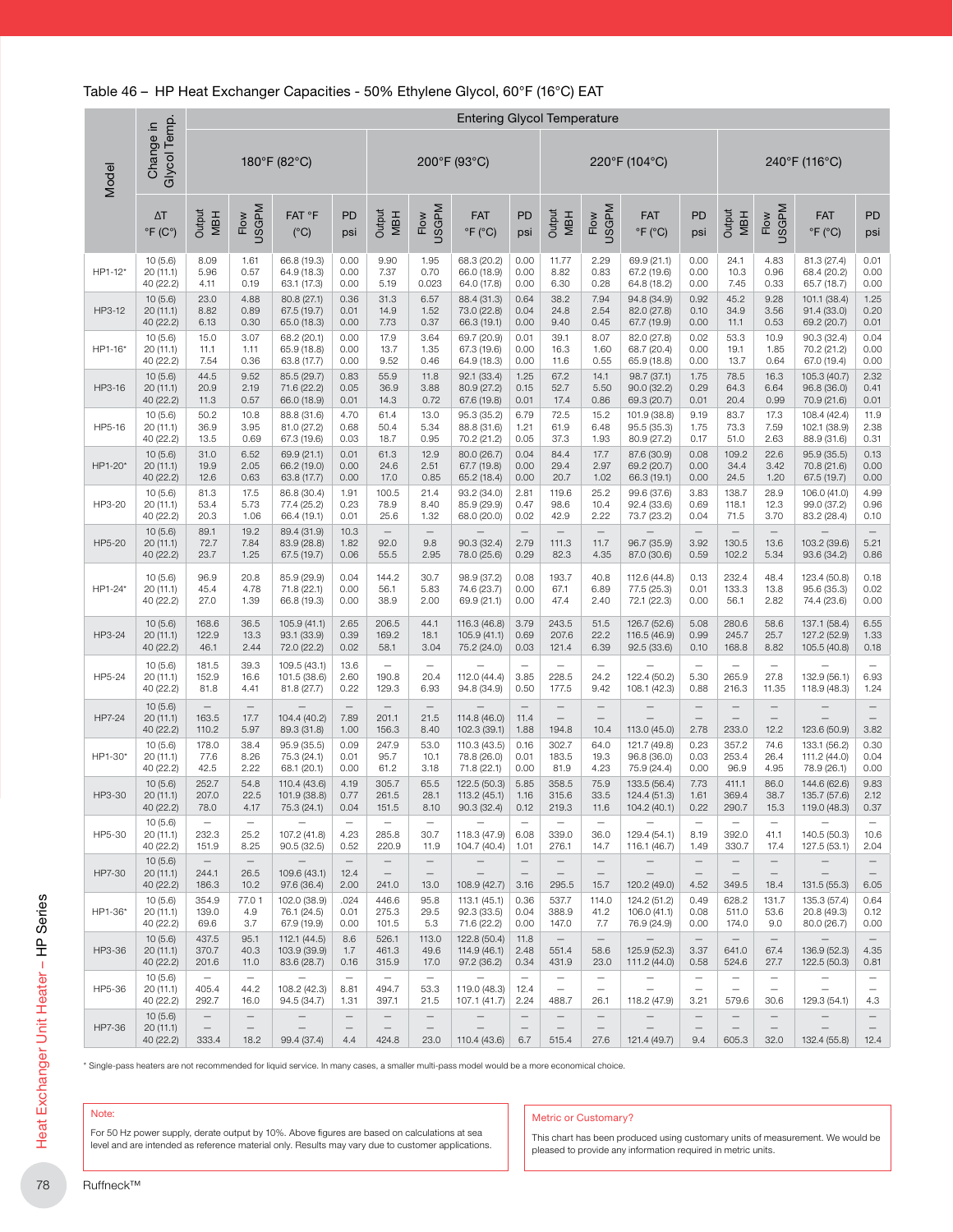Table 46 – HP Heat Exchanger Capacities - 50% Ethylene Glycol, 60°F (16°C) EAT

| Model | Change in Glycol Temp. | Entering Glycol Temperature | | | | | | | | | | | | | | | |
|---|---|---|---|---|---|---|---|---|---|---|---|---|---|---|---|---|---|
| | | 180°F (82°C) | | | | 200°F (93°C) | | | | 220°F (104°C) | | | | 240°F (116°C) | | | |
| | ΔT °F (C°) | Output MBH | Flow USGPM | FAT °F (°C) | PD psi | Output MBH | Flow USGPM | FAT °F (°C) | PD psi | Output MBH | Flow USGPM | FAT °F (°C) | PD psi | Output MBH | Flow USGPM | FAT °F (°C) | PD psi |
| HP1-12* | 10 (5.6) | 8.09 | 1.61 | 66.8 (19.3) | 0.00 | 9.90 | 1.95 | 68.3 (20.2) | 0.00 | 11.77 | 2.29 | 69.9 (21.1) | 0.00 | 24.1 | 4.83 | 81.3 (27.4) | 0.01 |
| | 20 (11.1) | 5.96 | 0.57 | 64.9 (18.3) | 0.00 | 7.37 | 0.70 | 66.0 (18.9) | 0.00 | 8.82 | 0.83 | 67.2 (19.6) | 0.00 | 10.3 | 0.96 | 68.4 (20.2) | 0.00 |
| | 40 (22.2) | 4.11 | 0.19 | 63.1 (17.3) | 0.00 | 5.19 | 0.023 | 64.0 (17.8) | 0.00 | 6.30 | 0.28 | 64.8 (18.2) | 0.00 | 7.45 | 0.33 | 65.7 (18.7) | 0.00 |
| HP3-12 | 10 (5.6) | 23.0 | 4.88 | 80.8 (27.1) | 0.36 | 31.3 | 6.57 | 88.4 (31.3) | 0.64 | 38.2 | 7.94 | 94.8 (34.9) | 0.92 | 45.2 | 9.28 | 101.1 (38.4) | 1.25 |
| | 20 (11.1) | 8.82 | 0.89 | 67.5 (19.7) | 0.01 | 14.9 | 1.52 | 73.0 (22.8) | 0.04 | 24.8 | 2.54 | 82.0 (27.8) | 0.10 | 34.9 | 3.56 | 91.4 (33.0) | 0.20 |
| | 40 (22.2) | 6.13 | 0.30 | 65.0 (18.3) | 0.00 | 7.73 | 0.37 | 66.3 (19.1) | 0.00 | 9.40 | 0.45 | 67.7 (19.9) | 0.00 | 11.1 | 0.53 | 69.2 (20.7) | 0.01 |
| HP1-16* | 10 (5.6) | 15.0 | 3.07 | 68.2 (20.1) | 0.00 | 17.9 | 3.64 | 69.7 (20.9) | 0.01 | 39.1 | 8.07 | 82.0 (27.8) | 0.02 | 53.3 | 10.9 | 90.3 (32.4) | 0.04 |
| | 20 (11.1) | 11.1 | 1.11 | 65.9 (18.8) | 0.00 | 13.7 | 1.35 | 67.3 (19.6) | 0.00 | 16.3 | 1.60 | 68.7 (20.4) | 0.00 | 19.1 | 1.85 | 70.2 (21.2) | 0.00 |
| | 40 (22.2) | 7.54 | 0.36 | 63.8 (17.7) | 0.00 | 9.52 | 0.46 | 64.9 (18.3) | 0.00 | 11.6 | 0.55 | 65.9 (18.8) | 0.00 | 13.7 | 0.64 | 67.0 (19.4) | 0.00 |
| HP3-16 | 10 (5.6) | 44.5 | 9.52 | 85.5 (29.7) | 0.83 | 55.9 | 11.8 | 92.1 (33.4) | 1.25 | 67.2 | 14.1 | 98.7 (37.1) | 1.75 | 78.5 | 16.3 | 105.3 (40.7) | 2.32 |
| | 20 (11.1) | 20.9 | 2.19 | 71.6 (22.2) | 0.05 | 36.9 | 3.88 | 80.9 (27.2) | 0.15 | 52.7 | 5.50 | 90.0 (32.2) | 0.29 | 64.3 | 6.64 | 96.8 (36.0) | 0.41 |
| | 40 (22.2) | 11.3 | 0.57 | 66.0 (18.9) | 0.01 | 14.3 | 0.72 | 67.6 (19.8) | 0.01 | 17.4 | 0.86 | 69.3 (20.7) | 0.01 | 20.4 | 0.99 | 70.9 (21.6) | 0.01 |
| HP5-16 | 10 (5.6) | 50.2 | 10.8 | 88.8 (31.6) | 4.70 | 61.4 | 13.0 | 95.3 (35.2) | 6.79 | 72.5 | 15.2 | 101.9 (38.8) | 9.19 | 83.7 | 17.3 | 108.4 (42.4) | 11.9 |
| | 20 (11.1) | 36.9 | 3.95 | 81.0 (27.2) | 0.68 | 50.4 | 5.34 | 88.8 (31.6) | 1.21 | 61.9 | 6.48 | 95.5 (35.3) | 1.75 | 73.3 | 7.59 | 102.1 (38.9) | 2.38 |
| | 40 (22.2) | 13.5 | 0.69 | 67.3 (19.6) | 0.03 | 18.7 | 0.95 | 70.2 (21.2) | 0.05 | 37.3 | 1.93 | 80.9 (27.2) | 0.17 | 51.0 | 2.63 | 88.9 (31.6) | 0.31 |
| HP1-20* | 10 (5.6) | 31.0 | 6.52 | 69.9 (21.1) | 0.01 | 61.3 | 12.9 | 80.0 (26.7) | 0.04 | 84.4 | 17.7 | 87.6 (30.9) | 0.08 | 109.2 | 22.6 | 95.9 (35.5) | 0.13 |
| | 20 (11.1) | 19.9 | 2.05 | 66.2 (19.0) | 0.00 | 24.6 | 2.51 | 67.7 (19.8) | 0.00 | 29.4 | 2.97 | 69.2 (20.7) | 0.00 | 34.4 | 3.42 | 70.8 (21.6) | 0.00 |
| | 40 (22.2) | 12.6 | 0.63 | 63.8 (17.7) | 0.00 | 17.0 | 0.85 | 65.2 (18.4) | 0.00 | 20.7 | 1.02 | 66.3 (19.1) | 0.00 | 24.5 | 1.20 | 67.5 (19.7) | 0.00 |
| HP3-20 | 10 (5.6) | 81.3 | 17.5 | 86.8 (30.4) | 1.91 | 100.5 | 21.4 | 93.2 (34.0) | 2.81 | 119.6 | 25.2 | 99.6 (37.6) | 3.83 | 138.7 | 28.9 | 106.0 (41.0) | 4.99 |
| | 20 (11.1) | 53.4 | 5.73 | 77.4 (25.2) | 0.23 | 78.9 | 8.40 | 85.9 (29.9) | 0.47 | 98.6 | 10.4 | 92.4 (33.6) | 0.69 | 118.1 | 12.3 | 99.0 (37.2) | 0.96 |
| | 40 (22.2) | 20.3 | 1.06 | 66.4 (19.1) | 0.01 | 25.6 | 1.32 | 68.0 (20.0) | 0.02 | 42.9 | 2.22 | 73.7 (23.2) | 0.04 | 71.5 | 3.70 | 83.2 (28.4) | 0.10 |
| HP5-20 | 10 (5.6) | 89.1 | 19.2 | 89.4 (31.9) | 10.3 | – | – | – | – | – | – | – | – | – | – | – | – |
| | 20 (11.1) | 72.7 | 7.84 | 83.9 (28.8) | 1.82 | 92.0 | 9.8 | 90.3 (32.4) | 2.79 | 111.3 | 11.7 | 96.7 (35.9) | 3.92 | 130.5 | 13.6 | 103.2 (39.6) | 5.21 |
| | 40 (22.2) | 23.7 | 1.25 | 67.5 (19.7) | 0.06 | 55.5 | 2.95 | 78.0 (25.6) | 0.29 | 82.3 | 4.35 | 87.0 (30.6) | 0.59 | 102.2 | 5.34 | 93.6 (34.2) | 0.86 |
| HP1-24* | 10 (5.6) | 96.9 | 20.8 | 85.9 (29.9) | 0.04 | 144.2 | 30.7 | 98.9 (37.2) | 0.08 | 193.7 | 40.8 | 112.6 (44.8) | 0.13 | 232.4 | 48.4 | 123.4 (50.8) | 0.18 |
| | 20 (11.1) | 45.4 | 4.78 | 71.8 (22.1) | 0.00 | 56.1 | 5.83 | 74.6 (23.7) | 0.00 | 67.1 | 6.89 | 77.5 (25.3) | 0.01 | 133.3 | 13.8 | 95.6 (35.3) | 0.02 |
| | 40 (22.2) | 27.0 | 1.39 | 66.8 (19.3) | 0.00 | 38.9 | 2.00 | 69.9 (21.1) | 0.00 | 47.4 | 2.40 | 72.1 (22.3) | 0.00 | 56.1 | 2.82 | 74.4 (23.6) | 0.00 |
| HP3-24 | 10 (5.6) | 168.6 | 36.5 | 105.9 (41.1) | 2.65 | 206.5 | 44.1 | 116.3 (46.8) | 3.79 | 243.5 | 51.5 | 126.7 (52.6) | 5.08 | 280.6 | 58.6 | 137.1 (58.4) | 6.55 |
| | 20 (11.1) | 122.9 | 13.3 | 93.1 (33.9) | 0.39 | 169.2 | 18.1 | 105.9 (41.1) | 0.69 | 207.6 | 22.2 | 116.5 (46.9) | 0.99 | 245.7 | 25.7 | 127.2 (52.9) | 1.33 |
| | 40 (22.2) | 46.1 | 2.44 | 72.0 (22.2) | 0.02 | 58.1 | 3.04 | 75.2 (24.0) | 0.03 | 121.4 | 6.39 | 92.5 (33.6) | 0.10 | 168.8 | 8.82 | 105.5 (40.8) | 0.18 |
| HP5-24 | 10 (5.6) | 181.5 | 39.3 | 109.5 (43.1) | 13.6 | – | – | – | – | – | – | – | – | – | – | – | – |
| | 20 (11.1) | 152.9 | 16.6 | 101.5 (38.6) | 2.60 | 190.8 | 20.4 | 112.0 (44.4) | 3.85 | 228.5 | 24.2 | 122.4 (50.2) | 5.30 | 265.9 | 27.8 | 132.9 (56.1) | 6.93 |
| | 40 (22.2) | 81.8 | 4.41 | 81.8 (27.7) | 0.22 | 129.3 | 6.93 | 94.8 (34.9) | 0.50 | 177.5 | 9.42 | 108.1 (42.3) | 0.88 | 216.3 | 11.35 | 118.9 (48.3) | 1.24 |
| HP7-24 | 10 (5.6) | – | – | – | – | – | – | – | – | – | – | – | – | – | – | – | – |
| | 20 (11.1) | 163.5 | 17.7 | 104.4 (40.2) | 7.89 | 201.1 | 21.5 | 114.8 (46.0) | 11.4 | – | – | – | – | – | – | – | – |
| | 40 (22.2) | 110.2 | 5.97 | 89.3 (31.8) | 1.00 | 156.3 | 8.40 | 102.3 (39.1) | 1.88 | 194.8 | 10.4 | 113.0 (45.0) | 2.78 | 233.0 | 12.2 | 123.6 (50.9) | 3.82 |
| HP1-30* | 10 (5.6) | 178.0 | 38.4 | 95.9 (35.5) | 0.09 | 247.9 | 53.0 | 110.3 (43.5) | 0.16 | 302.7 | 64.0 | 121.7 (49.8) | 0.23 | 357.2 | 74.6 | 133.1 (56.2) | 0.30 |
| | 20 (11.1) | 77.6 | 8.26 | 75.3 (24.1) | 0.01 | 95.7 | 10.1 | 78.8 (26.0) | 0.01 | 183.5 | 19.3 | 96.8 (36.0) | 0.03 | 253.4 | 26.4 | 111.2 (44.0) | 0.04 |
| | 40 (22.2) | 42.5 | 2.22 | 68.1 (20.1) | 0.00 | 61.2 | 3.18 | 71.8 (22.1) | 0.00 | 81.9 | 4.23 | 75.9 (24.4) | 0.00 | 96.9 | 4.95 | 78.9 (26.1) | 0.00 |
| HP3-30 | 10 (5.6) | 252.7 | 54.8 | 110.4 (43.6) | 4.19 | 305.7 | 65.5 | 122.5 (50.3) | 5.85 | 358.5 | 75.9 | 133.5 (56.4) | 7.73 | 411.1 | 86.0 | 144.6 (62.6) | 9.83 |
| | 20 (11.1) | 207.0 | 22.5 | 101.9 (38.8) | 0.77 | 261.5 | 28.1 | 113.2 (45.1) | 1.16 | 315.6 | 33.5 | 124.4 (51.3) | 1.61 | 369.4 | 38.7 | 135.7 (57.6) | 2.12 |
| | 40 (22.2) | 78.0 | 4.17 | 75.3 (24.1) | 0.04 | 151.5 | 8.10 | 90.3 (32.4) | 0.12 | 219.3 | 11.6 | 104.2 (40.1) | 0.22 | 290.7 | 15.3 | 119.0 (48.3) | 0.37 |
| HP5-30 | 10 (5.6) | – | – | – | – | – | – | – | – | – | – | – | – | – | – | – | – |
| | 20 (11.1) | 232.3 | 25.2 | 107.2 (41.8) | 4.23 | 285.8 | 30.7 | 118.3 (47.9) | 6.08 | 339.0 | 36.0 | 129.4 (54.1) | 8.19 | 392.0 | 41.1 | 140.5 (60.3) | 10.6 |
| | 40 (22.2) | 151.9 | 8.25 | 90.5 (32.5) | 0.52 | 220.9 | 11.9 | 104.7 (40.4) | 1.01 | 276.1 | 14.7 | 116.1 (46.7) | 1.49 | 330.7 | 17.4 | 127.5 (53.1) | 2.04 |
| HP7-30 | 10 (5.6) | – | – | – | – | – | – | – | – | – | – | – | – | – | – | – | – |
| | 20 (11.1) | 244.1 | 26.5 | 109.6 (43.1) | 12.4 | – | – | – | – | – | – | – | – | – | – | – | – |
| | 40 (22.2) | 186.3 | 10.2 | 97.6 (36.4) | 2.00 | 241.0 | 13.0 | 108.9 (42.7) | 3.16 | 295.5 | 15.7 | 120.2 (49.0) | 4.52 | 349.5 | 18.4 | 131.5 (55.3) | 6.05 |
| HP1-36* | 10 (5.6) | 354.9 | 77.0 1 | 102.0 (38.9) | .024 | 446.6 | 95.8 | 113.1 (45.1) | 0.36 | 537.7 | 114.0 | 124.2 (51.2) | 0.49 | 628.2 | 131.7 | 135.3 (57.4) | 0.64 |
| | 20 (11.1) | 139.0 | 4.9 | 76.1 (24.5) | 0.01 | 275.3 | 29.5 | 92.3 (33.5) | 0.04 | 388.9 | 41.2 | 106.0 (41.1) | 0.08 | 511.0 | 53.6 | 20.8 (49.3) | 0.12 |
| | 40 (22.2) | 69.6 | 3.7 | 67.9 (19.9) | 0.00 | 101.5 | 5.3 | 71.6 (22.2) | 0.00 | 147.0 | 7.7 | 76.9 (24.9) | 0.00 | 174.0 | 9.0 | 80.0 (26.7) | 0.00 |
| HP3-36 | 10 (5.6) | 437.5 | 95.1 | 112.1 (44.5) | 8.6 | 526.1 | 113.0 | 122.8 (50.4) | 11.8 | – | – | – | – | – | – | – | – |
| | 20 (11.1) | 370.7 | 40.3 | 103.9 (39.9) | 1.7 | 461.3 | 49.6 | 114.9 (46.1) | 2.48 | 551.4 | 58.6 | 125.9 (52.3) | 3.37 | 641.0 | 67.4 | 136.9 (58.3) | 4.35 |
| | 40 (22.2) | 201.6 | 11.0 | 83.6 (28.7) | 0.16 | 315.9 | 17.0 | 97.2 (36.2) | 0.34 | 431.9 | 23.0 | 111.2 (44.0) | 0.58 | 524.6 | 27.7 | 122.5 (50.3) | 0.81 |
| HP5-36 | 10 (5.6) | – | – | – | – | – | – | – | – | – | – | – | – | – | – | – | – |
| | 20 (11.1) | 405.4 | 44.2 | 108.2 (42.3) | 8.81 | 494.7 | 53.3 | 119.0 (48.3) | 12.4 | – | – | – | – | – | – | – | – |
| | 40 (22.2) | 292.7 | 16.0 | 94.5 (34.7) | 1.31 | 397.1 | 21.5 | 107.1 (41.7) | 2.24 | 488.7 | 26.1 | 118.2 (47.9) | 3.21 | 579.6 | 30.6 | 129.3 (54.1) | 4.3 |
| HP7-36 | 10 (5.6) | – | – | – | – | – | – | – | – | – | – | – | – | – | – | – | – |
| | 20 (11.1) | – | – | – | – | – | – | – | – | – | – | – | – | – | – | – | – |
| | 40 (22.2) | 333.4 | 18.2 | 99.4 (37.4) | 4.4 | 424.8 | 23.0 | 110.4 (43.6) | 6.7 | 515.4 | 27.6 | 121.4 (49.7) | 9.4 | 605.3 | 32.0 | 132.4 (55.8) | 12.4 |

\* Single-pass heaters are not recommended for liquid service. In many cases, a smaller multi-pass model would be a more economical choice.

**Note:**

For 50 Hz power supply, derate output by 10%. Above figures are based on calculations at sea level and are intended as reference material only. Results may vary due to customer applications.

**Metric or Customary?**

This chart has been produced using customary units of measurement. We would be pleased to provide any information required in metric units.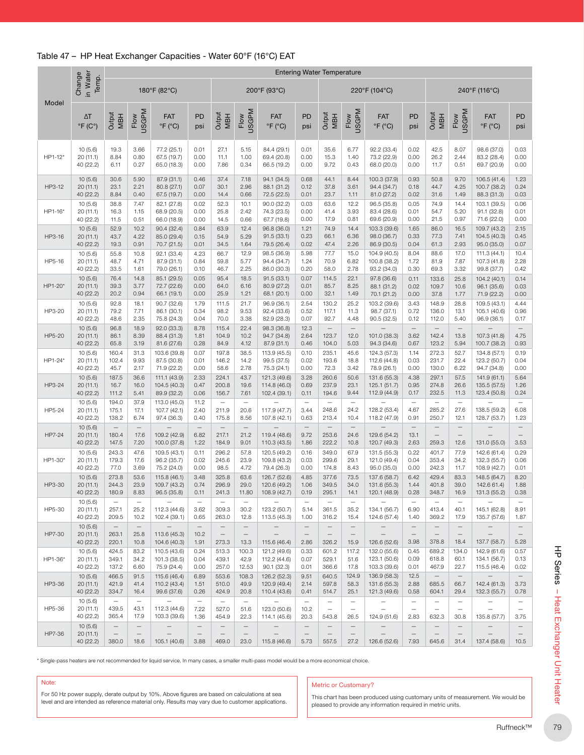## Table 47 – HP Heat Exchanger Capacities - Water 60°F (16°C) EAT

| Model | Change in Water Temp. | Entering Water Temperature | | | | | | | | | | | | | | | |
|---|---|---|---|---|---|---|---|---|---|---|---|---|---|---|---|---|---|
| | | 180°F (82°C) | | | | 200°F (93°C) | | | | 220°F (104°C) | | | | 240°F (116°C) | | | |
| | ΔT °F (C°) | Output MBH | Flow USGPM | FAT °F (°C) | PD psi | Output MBH | Flow USGPM | FAT °F (°C) | PD psi | Output MBH | Flow USGPM | FAT °F (°C) | PD psi | Output MBH | Flow USGPM | FAT °F (°C) | PD psi |
| HP1-12* | 10 (5.6) | 19.3 | 3.66 | 77.2 (25.1) | 0.01 | 27.1 | 5.15 | 84.4 (29.1) | 0.01 | 35.6 | 6.77 | 92.2 (33.4) | 0.02 | 42.5 | 8.07 | 98.6 (37.0) | 0.03 |
| | 20 (11.1) | 8.84 | 0.80 | 67.5 (19.7) | 0.00 | 11.1 | 1.00 | 69.4 (20.8) | 0.00 | 15.3 | 1.40 | 73.2 (22.9) | 0.00 | 26.2 | 2.44 | 83.2 (28.4) | 0.00 |
| | 40 (22.2) | 6.11 | 0.27 | 65.0 (18.3) | 0.00 | 7.86 | 0.34 | 66.5 (19.2) | 0.00 | 9.72 | 0.43 | 68.0 (20.0) | 0.00 | 11.7 | 0.51 | 69.7 (20.9) | 0.00 |
| HP3-12 | 10 (5.6) | 30.6 | 5.90 | 87.9 (31.1) | 0.46 | 37.4 | 7.18 | 94.1 (34.5) | 0.68 | 44.1 | 8.44 | 100.3 (37.9) | 0.93 | 50.8 | 9.70 | 106.5 (41.4) | 1.23 |
| | 20 (11.1) | 23.1 | 2.21 | 80.8 (27.1) | 0.07 | 30.1 | 2.96 | 88.1 (31.2) | 0.12 | 37.8 | 3.61 | 94.4 (34.7) | 0.18 | 44.7 | 4.25 | 100.7 (38.2) | 0.24 |
| | 40 (22.2) | 8.84 | 0.40 | 67.5 (19.7) | 0.00 | 14.4 | 0.66 | 72.5 (22.5) | 0.01 | 23.7 | 1.11 | 81.0 (27.2) | 0.02 | 31.6 | 1.49 | 88.3 (31.3) | 0.03 |
| HP1-16* | 10 (5.6) | 38.8 | 7.47 | 82.1 (27.8) | 0.02 | 52.3 | 10.1 | 90.0 (32.2) | 0.03 | 63.6 | 12.2 | 96.5 (35.8) | 0.05 | 74.9 | 14.4 | 103.1 (39.5) | 0.06 |
| | 20 (11.1) | 16.3 | 1.15 | 68.9 (20.5) | 0.00 | 25.8 | 2.42 | 74.3 (23.5) | 0.00 | 41.4 | 3.93 | 83.4 (28.6) | 0.01 | 54.7 | 5.20 | 91.1 (32.8) | 0.01 |
| | 40 (22.2) | 11.5 | 0.51 | 66.0 (18.9) | 0.00 | 14.5 | 0.66 | 67.7 (19.8) | 0.00 | 17.9 | 0.81 | 69.6 (20.9) | 0.00 | 21.5 | 0.97 | 71.6 (22.0) | 0.00 |
| HP3-16 | 10 (5.6) | 52.9 | 10.2 | 90.4 (32.4) | 0.84 | 63.9 | 12.4 | 96.8 (36.0) | 1.21 | 74.9 | 14.4 | 103.3 (39.6) | 1.65 | 86.0 | 16.5 | 109.7 (43.2) | 2.15 |
| | 20 (11.1) | 43.7 | 4.22 | 85.0 (29.4) | 0.15 | 54.9 | 5.29 | 91.5 (33.1) | 0.23 | 66.1 | 6.36 | 98.0 (36.7) | 0.33 | 77.3 | 7.41 | 104.5 (40.3) | 0.45 |
| | 40 (22.2) | 19.3 | 0.91 | 70.7 (21.5) | 0.01 | 34.5 | 1.64 | 79.5 (26.4) | 0.02 | 47.4 | 2.26 | 86.9 (30.5) | 0.04 | 61.3 | 2.93 | 95.0 (35.0) | 0.07 |
| HP5-16 | 10 (5.6) | 55.8 | 10.8 | 92.1 (33.4) | 4.23 | 66.7 | 12.9 | 98.5 (36.9) | 5.98 | 77.7 | 15.0 | 104.9 (40.5) | 8.04 | 88.6 | 17.0 | 111.3 (44.1) | 10.4 |
| | 20 (11.1) | 48.7 | 4.71 | 87.9 (31.1) | 0.84 | 59.8 | 5.77 | 94.4 (34.7) | 1.24 | 70.9 | 6.82 | 100.8 (38.2) | 1.72 | 81.9 | 7.87 | 107.3 (41.8) | 2.28 |
| | 40 (22.2) | 33.5 | 1.61 | 79.0 (26.1) | 0.10 | 46.7 | 2.25 | 86.0 (30.3) | 0.20 | 58.0 | 2.78 | 93.2 (34.0) | 0.30 | 69.3 | 3.32 | 99.8 (37.7) | 0.42 |
| HP1-20* | 10 (5.6) | 76.4 | 14.8 | 85.1 (29.5) | 0.05 | 95.4 | 18.5 | 91.5 (33.1) | 0.07 | 114.5 | 22.1 | 97.8 (36.6) | 0.11 | 133.6 | 25.8 | 104.2 (40.1) | 0.14 |
| | 20 (11.1) | 39.3 | 3.77 | 72.7 (22.6) | 0.00 | 64.0 | 6.16 | 80.9 (27.2) | 0.01 | 85.7 | 8.25 | 88.1 (31.2) | 0.02 | 109.7 | 10.6 | 96.1 (35.6) | 0.03 |
| | 40 (22.2) | 20.2 | 0.94 | 66.1 (19.1) | 0.00 | 25.9 | 1.21 | 68.1 (20.1) | 0.00 | 32.1 | 1.49 | 70.1 (21.2) | 0.00 | 37.8 | 1.77 | 71.9 (22.2) | 0.00 |
| HP3-20 | 10 (5.6) | 92.8 | 18.1 | 90.7 (32.6) | 1.79 | 111.5 | 21.7 | 96.9 (36.1) | 2.54 | 130.2 | 25.2 | 103.2 (39.6) | 3.43 | 148.9 | 28.8 | 109.5 (43.1) | 4.44 |
| | 20 (11.1) | 79.2 | 7.71 | 86.1 (30.1) | 0.34 | 98.2 | 9.53 | 92.4 (33.6) | 0.52 | 117.1 | 11.3 | 98.7 (37.1) | 0.72 | 136.0 | 13.1 | 105.1 (40.6) | 0.96 |
| | 40 (22.2) | 48.6 | 2.35 | 75.8 (24.3) | 0.04 | 70.0 | 3.38 | 82.9 (28.3) | 0.07 | 92.7 | 4.48 | 90.5 (32.5) | 0.12 | 112.0 | 5.40 | 96.9 (36.1) | 0.17 |
| HP5-20 | 10 (5.6) | 96.8 | 18.9 | 92.0 (33.3) | 8.78 | 115.4 | 22.4 | 98.3 (36.8) | 12.3 | – | – | – | – | – | – | – | – |
| | 20 (11.1) | 86.1 | 8.39 | 88.4 (31.3) | 1.81 | 104.9 | 10.2 | 94.7 (34.8) | 2.64 | 123.7 | 12.0 | 101.0 (38.3) | 3.62 | 142.4 | 13.8 | 107.3 (41.8) | 4.75 |
| | 40 (22.2) | 65.8 | 3.19 | 81.6 (27.6) | 0.28 | 84.9 | 4.12 | 87.9 (31.1) | 0.46 | 104.0 | 5.03 | 94.3 (34.6) | 0.67 | 123.2 | 5.94 | 100.7 (38.2) | 0.93 |
| HP1-24* | 10 (5.6) | 160.4 | 31.3 | 103.6 (39.8) | 0.07 | 197.8 | 38.5 | 113.9 (45.5) | 0.10 | 235.1 | 45.6 | 124.3 (57.3) | 1.14 | 272.3 | 52.7 | 134.8 (57.1) | 0.19 |
| | 20 (11.1) | 102.4 | 9.93 | 87.5 (30.8) | 0.01 | 146.2 | 14.2 | 99.5 (37.5) | 0.02 | 193.6 | 18.8 | 112.6 (44.8) | 0.03 | 231.7 | 22.4 | 123.2 (50.7) | 0.04 |
| | 40 (22.2) | 45.7 | 2.17 | 71.9 (22.2) | 0.00 | 58.6 | 2.78 | 75.3 (24.1) | 0.00 | 72.3 | 3.42 | 78.9 (26.1) | 0.00 | 130.0 | 6.22 | 94.7 (34.8) | 0.00 |
| HP3-24 | 10 (5.6) | 187.5 | 36.6 | 111.1 (43.9) | 2.33 | 224.1 | 43.7 | 121.3 (49.6) | 3.28 | 260.6 | 50.6 | 131.6 (55.3) | 4.38 | 297.1 | 57.5 | 141.9 (61.1) | 5.64 |
| | 20 (11.1) | 16.7 | 16.0 | 104.5 (40.3) | 0.47 | 200.8 | 19.6 | 114.8 (46.0) | 0.69 | 237.9 | 23.1 | 125.1 (51.7) | 0.95 | 274.8 | 26.6 | 135.5 (57.5) | 1.26 |
| | 40 (22.2) | 111.2 | 5.41 | 89.9 (32.2) | 0.06 | 156.7 | 7.61 | 102.4 (39.1) | 0.11 | 194.6 | 9.44 | 112.9 (44.9) | 0.17 | 232.5 | 11.3 | 123.4 (50.8) | 0.24 |
| HP5-24 | 10 (5.6) | 194.0 | 37.9 | 113.0 (45.0) | 11.2 | – | – | – | – | – | – | – | – | – | – | – | – |
| | 20 (11.1) | 175.1 | 17.1 | 107.7 (42.1) | 2.40 | 211.9 | 20.6 | 117.9 (47.7) | 3.44 | 248.6 | 24.2 | 128.2 (53.4) | 4.67 | 285.2 | 27.6 | 138.5 (59.2) | 6.08 |
| | 40 (22.2) | 138.2 | 6.74 | 97.4 (36.3) | 0.40 | 175.8 | 8.56 | 107.8 (42.1) | 0.63 | 213.4 | 10.4 | 118.2 (47.9) | 0.91 | 250.7 | 12.1 | 128.7 (53.7) | 1.23 |
| HP7-24 | 10 (5.6) | – | – | – | – | – | – | – | – | – | – | – | – | – | – | – | – |
| | 20 (11.1) | 180.4 | 17.6 | 109.2 (42.9) | 6.82 | 217.1 | 21.2 | 119.4 (48.6) | 9.72 | 253.6 | 24.6 | 129.6 (54.2) | 13.1 | – | – | – | – |
| | 40 (22.2) | 147.5 | 7.20 | 100.0 (37.8) | 1.22 | 184.9 | 9.01 | 110.3 (43.5) | 1.86 | 222.2 | 10.8 | 120.7 (49.3) | 2.63 | 259.3 | 12.6 | 131.0 (55.0) | 3.53 |
| HP1-30* | 10 (5.6) | 243.3 | 47.6 | 109.5 (43.1) | 0.11 | 296.2 | 57.8 | 120.5 (49.2) | 0.16 | 349.0 | 67.9 | 131.5 (55.3) | 0.22 | 401.7 | 77.9 | 142.6 (61.4) | 0.29 |
| | 20 (11.1) | 179.3 | 17.6 | 96.2 (35.7) | 0.02 | 245.6 | 23.9 | 109.8 (43.2) | 0.03 | 299.6 | 29.1 | 121.0 (49.4) | 0.04 | 353.4 | 34.2 | 132.3 (55.7) | 0.06 |
| | 40 (22.2) | 77.0 | 3.69 | 75.9 (24.4) | 0.00 | 98.5 | 4.72 | 79.4 (26.3) | 0.00 | 174.8 | 8.43 | 95.0 (35.0) | 0.00 | 242.3 | 11.7 | 108.9 (42.7) | 0.01 |
| HP3-30 | 10 (5.6) | 273.8 | 53.6 | 115.8 (46.1) | 3.48 | 325.8 | 63.6 | 126.7 (52.6) | 4.85 | 377.6 | 73.5 | 137.6 (58.7) | 6.42 | 429.4 | 83.3 | 148.5 (64.7) | 8.20 |
| | 20 (11.1) | 244.3 | 23.9 | 109.7 (43.2) | 0.74 | 296.9 | 29.0 | 120.6 (49.2) | 1.06 | 349.5 | 34.0 | 131.6 (55.3) | 1.44 | 401.8 | 39.0 | 142.6 (61.4) | 1.88 |
| | 40 (22.2) | 180.9 | 8.83 | 96.5 (35.8) | 0.11 | 241.3 | 11.80 | 108.9 (42.7) | 0.19 | 295.1 | 14.1 | 120.1 (48.9) | 0.28 | 348.7 | 16.9 | 131.3 (55.2) | 0.38 |
| HP5-30 | 10 (5.6) | – | – | – | – | – | – | – | – | – | – | – | – | – | – | – | – |
| | 20 (11.1) | 257.1 | 25.2 | 112.3 (44.6) | 3.62 | 309.3 | 30.2 | 123.2 (50.7) | 5.14 | 361.5 | 35.2 | 134.1 (56.7) | 6.90 | 413.4 | 40.1 | 145.1 (62.8) | 8.91 |
| | 40 (22.2) | 209.5 | 10.2 | 102.4 (39.1) | 0.65 | 263.0 | 12.8 | 113.5 (45.3) | 1.00 | 316.2 | 15.4 | 124.6 (57.4) | 1.40 | 369.2 | 17.9 | 135.7 (57.6) | 1.87 |
| HP7-30 | 10 (5.6) | – | – | – | – | – | – | – | – | – | – | – | – | – | – | – | – |
| | 20 (11.1) | 263.1 | 25.8 | 113.6 (45.3) | 10.2 | – | – | – | – | – | – | – | – | – | – | – | – |
| | 40 (22.2) | 220.1 | 10.8 | 104.6 (40.3) | 1.91 | 273.3 | 13.3 | 115.6 (46.4) | 2.86 | 326.2 | 15.9 | 126.6 (52.6) | 3.98 | 378.8 | 18.4 | 137.7 (58.7) | 5.28 |
| HP1-36* | 10 (5.6) | 424.5 | 83.2 | 110.5 (43.6) | 0.24 | 513.3 | 100.3 | 121.2 (49.6) | 0.33 | 601.2 | 117.2 | 132.0 (55.6) | 0.45 | 689.2 | 134.0 | 142.9 (61.6) | 0.57 |
| | 20 (11.1) | 349.1 | 34.2 | 101.3 (38.5) | 0.04 | 439.1 | 42.9 | 112.2 (44.6) | 0.07 | 529.1 | 51.6 | 123.1 (50.6) | 0.09 | 618.8 | 60.1 | 134.1 (56.7) | 0.13 |
| | 40 (22.2) | 137.2 | 6.60 | 75.9 (24.4) | 0.00 | 257.0 | 12.53 | 90.1 (32.3) | 0.01 | 366.6 | 17.8 | 103.3 (39.6) | 0.01 | 467.9 | 22.7 | 115.5 (46.4) | 0.02 |
| HP3-36 | 10 (5.6) | 466.5 | 91.5 | 115.6 (46.4) | 6.89 | 553.6 | 108.3 | 126.2 (52.3) | 9.51 | 640.5 | 124.9 | 136.9 (58.3) | 12.5 | – | – | – | – |
| | 20 (11.1) | 421.9 | 41.4 | 110.2 (43.4) | 1.51 | 510.0 | 49.9 | 120.9 (49.4) | 2.14 | 597.8 | 58.3 | 131.6 (55.3) | 2.88 | 685.5 | 66.7 | 142.4 (61.3) | 3.73 |
| | 40 (22.2) | 334.7 | 16.4 | 99.6 (37.6) | 0.26 | 424.9 | 20.8 | 110.4 (43.6) | 0.41 | 514.7 | 25.1 | 121.3 (49.6) | 0.58 | 604.1 | 29.4 | 132.3 (55.7) | 0.78 |
| HP5-36 | 10 (5.6) | – | – | – | – | – | – | – | – | – | – | – | – | – | – | – | – |
| | 20 (11.1) | 439.5 | 43.1 | 112.3 (44.6) | 7.22 | 527.0 | 51.6 | 123.0 (50.6) | 10.2 | – | – | – | – | – | – | – | – |
| | 40 (22.2) | 365.4 | 17.9 | 103.3 (39.6) | 1.36 | 454.9 | 22.3 | 114.1 (45.6) | 20.3 | 543.8 | 26.5 | 124.9 (51.6) | 2.83 | 632.3 | 30.8 | 135.8 (57.7) | 3.75 |
| HP7-36 | 10 (5.6) | – | – | – | – | – | – | – | – | – | – | – | – | – | – | – | – |
| | 20 (11.1) | – | – | – | – | – | – | – | – | – | – | – | – | – | – | – | – |
| | 40 (22.2) | 380.0 | 18.6 | 105.1 (40.6) | 3.88 | 469.0 | 23.0 | 115.8 (46.6) | 5.73 | 557.5 | 27.2 | 126.6 (52.6) | 7.93 | 645.6 | 31.4 | 137.4 (58.6) | 10.5 |

* Single-pass heaters are not recommended for liquid service. In many cases, a smaller multi-pass model would be a more economical choice.

**Note:**

For 50 Hz power supply, derate output by 10%. Above figures are based on calculations at sea level and are intended as reference material only. Results may vary due to customer applications.

**Metric or Customary?**

This chart has been produced using customary units of measurement. We would be pleased to provide any information required in metric units.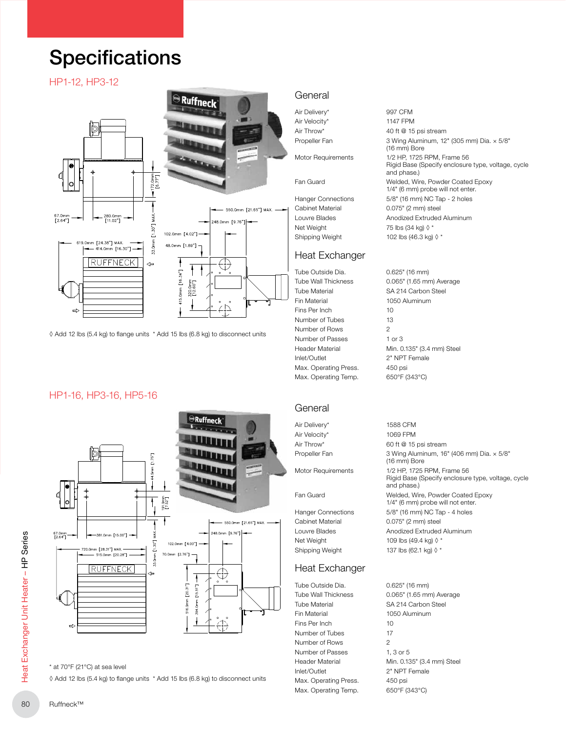# Specifications

## HP1-12, HP3-12

◊ Add 12 lbs (5.4 kg) to flange units * Add 15 lbs (6.8 kg) to disconnect units

### General

| | |
|---|---|
| Air Delivery* | 997 CFM |
| Air Velocity* | 1147 FPM |
| Air Throw* | 40 ft @ 15 psi stream |
| Propeller Fan | 3 Wing Aluminum, 12" (305 mm) Dia. × 5/8" (16 mm) Bore |
| Motor Requirements | 1/2 HP, 1725 RPM, Frame 56 Rigid Base (Specify enclosure type, voltage, cycle and phase.) |
| Fan Guard | Welded, Wire, Powder Coated Epoxy 1/4" (6 mm) probe will not enter. |
| Hanger Connections | 5/8" (16 mm) NC Tap - 2 holes |
| Cabinet Material | 0.075" (2 mm) steel |
| Louvre Blades | Anodized Extruded Aluminum |
| Net Weight | 75 lbs (34 kg) ◊ * |
| Shipping Weight | 102 lbs (46.3 kg) ◊ * |

### Heat Exchanger

| | |
|---|---|
| Tube Outside Dia. | 0.625" (16 mm) |
| Tube Wall Thickness | 0.065" (1.65 mm) Average |
| Tube Material | SA 214 Carbon Steel |
| Fin Material | 1050 Aluminum |
| Fins Per Inch | 10 |
| Number of Tubes | 13 |
| Number of Rows | 2 |
| Number of Passes | 1 or 3 |
| Header Material | Min. 0.135" (3.4 mm) Steel |
| Inlet/Outlet | 2" NPT Female |
| Max. Operating Press. | 450 psi |
| Max. Operating Temp. | 650°F (343°C) |

## HP1-16, HP3-16, HP5-16

* at 70°F (21°C) at sea level

◊ Add 12 lbs (5.4 kg) to flange units * Add 15 lbs (6.8 kg) to disconnect units

### General

| | |
|---|---|
| Air Delivery* | 1588 CFM |
| Air Velocity* | 1069 FPM |
| Air Throw* | 60 ft @ 15 psi stream |
| Propeller Fan | 3 Wing Aluminum, 16" (406 mm) Dia. × 5/8" (16 mm) Bore |
| Motor Requirements | 1/2 HP, 1725 RPM, Frame 56 Rigid Base (Specify enclosure type, voltage, cycle and phase.) |
| Fan Guard | Welded, Wire, Powder Coated Epoxy 1/4" (6 mm) probe will not enter. |
| Hanger Connections | 5/8" (16 mm) NC Tap - 4 holes |
| Cabinet Material | 0.075" (2 mm) steel |
| Louvre Blades | Anodized Extruded Aluminum |
| Net Weight | 109 lbs (49.4 kg) ◊ * |
| Shipping Weight | 137 lbs (62.1 kg) ◊ * |

### Heat Exchanger

| | |
|---|---|
| Tube Outside Dia. | 0.625" (16 mm) |
| Tube Wall Thickness | 0.065" (1.65 mm) Average |
| Tube Material | SA 214 Carbon Steel |
| Fin Material | 1050 Aluminum |
| Fins Per Inch | 10 |
| Number of Tubes | 17 |
| Number of Rows | 2 |
| Number of Passes | 1, 3 or 5 |
| Header Material | Min. 0.135" (3.4 mm) Steel |
| Inlet/Outlet | 2" NPT Female |
| Max. Operating Press. | 450 psi |
| Max. Operating Temp. | 650°F (343°C) |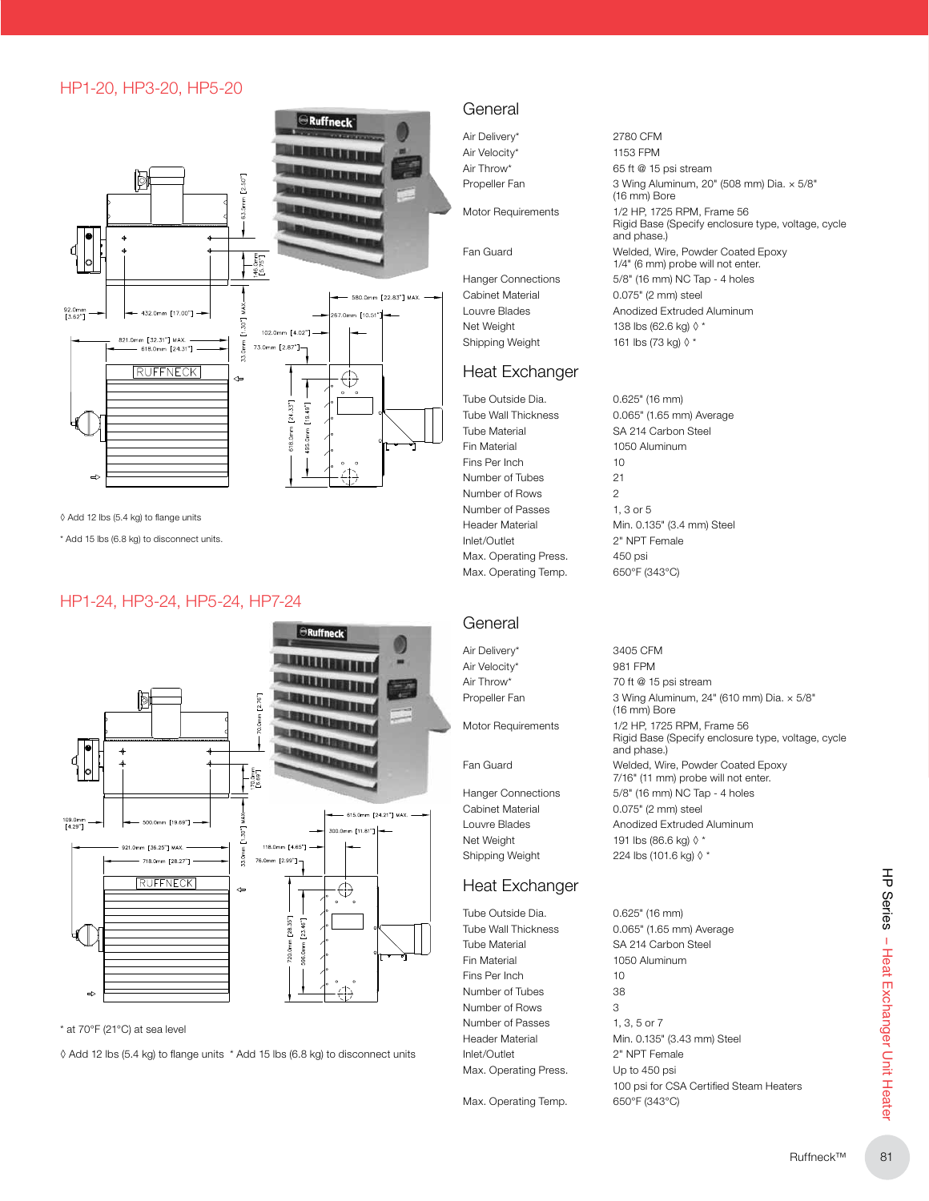## HP1-20, HP3-20, HP5-20

◊ Add 12 lbs (5.4 kg) to flange units

* Add 15 lbs (6.8 kg) to disconnect units.

### General

| | |
|---|---|
| Air Delivery* | 2780 CFM |
| Air Velocity* | 1153 FPM |
| Air Throw* | 65 ft @ 15 psi stream |
| Propeller Fan | 3 Wing Aluminum, 20" (508 mm) Dia. × 5/8" (16 mm) Bore |
| Motor Requirements | 1/2 HP, 1725 RPM, Frame 56 Rigid Base (Specify enclosure type, voltage, cycle and phase.) |
| Fan Guard | Welded, Wire, Powder Coated Epoxy 1/4" (6 mm) probe will not enter. |
| Hanger Connections | 5/8" (16 mm) NC Tap - 4 holes |
| Cabinet Material | 0.075" (2 mm) steel |
| Louvre Blades | Anodized Extruded Aluminum |
| Net Weight | 138 lbs (62.6 kg) ◊ * |
| Shipping Weight | 161 lbs (73 kg) ◊ * |

### Heat Exchanger

| | |
|---|---|
| Tube Outside Dia. | 0.625" (16 mm) |
| Tube Wall Thickness | 0.065" (1.65 mm) Average |
| Tube Material | SA 214 Carbon Steel |
| Fin Material | 1050 Aluminum |
| Fins Per Inch | 10 |
| Number of Tubes | 21 |
| Number of Rows | 2 |
| Number of Passes | 1, 3 or 5 |
| Header Material | Min. 0.135" (3.4 mm) Steel |
| Inlet/Outlet | 2" NPT Female |
| Max. Operating Press. | 450 psi |
| Max. Operating Temp. | 650°F (343°C) |

## HP1-24, HP3-24, HP5-24, HP7-24

* at 70°F (21°C) at sea level

◊ Add 12 lbs (5.4 kg) to flange units * Add 15 lbs (6.8 kg) to disconnect units

### General

| | |
|---|---|
| Air Delivery* | 3405 CFM |
| Air Velocity* | 981 FPM |
| Air Throw* | 70 ft @ 15 psi stream |
| Propeller Fan | 3 Wing Aluminum, 24" (610 mm) Dia. × 5/8" (16 mm) Bore |
| Motor Requirements | 1/2 HP, 1725 RPM, Frame 56 Rigid Base (Specify enclosure type, voltage, cycle and phase.) |
| Fan Guard | Welded, Wire, Powder Coated Epoxy 7/16" (11 mm) probe will not enter. |
| Hanger Connections | 5/8" (16 mm) NC Tap - 4 holes |
| Cabinet Material | 0.075" (2 mm) steel |
| Louvre Blades | Anodized Extruded Aluminum |
| Net Weight | 191 lbs (86.6 kg) ◊ * |
| Shipping Weight | 224 lbs (101.6 kg) ◊ * |

### Heat Exchanger

| | |
|---|---|
| Tube Outside Dia. | 0.625" (16 mm) |
| Tube Wall Thickness | 0.065" (1.65 mm) Average |
| Tube Material | SA 214 Carbon Steel |
| Fin Material | 1050 Aluminum |
| Fins Per Inch | 10 |
| Number of Tubes | 38 |
| Number of Rows | 3 |
| Number of Passes | 1, 3, 5 or 7 |
| Header Material | Min. 0.135" (3.43 mm) Steel |
| Inlet/Outlet | 2" NPT Female |
| Max. Operating Press. | Up to 450 psi<br>100 psi for CSA Certified Steam Heaters |
| Max. Operating Temp. | 650°F (343°C) |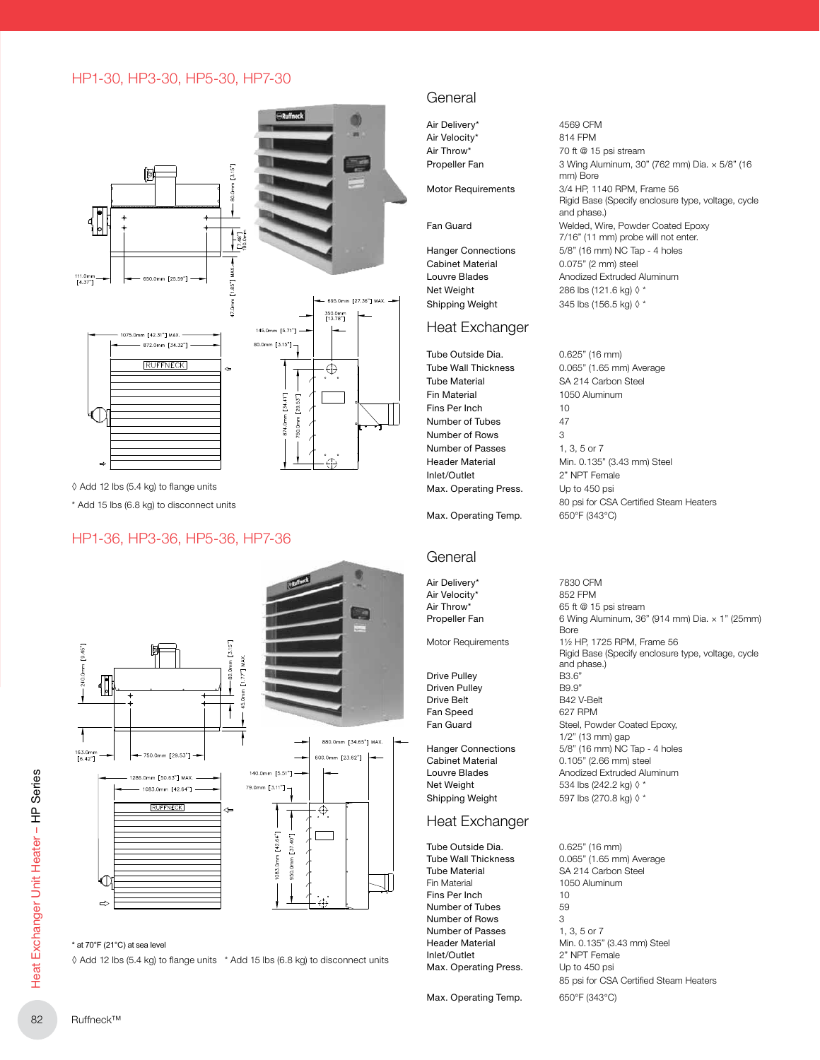## HP1-30, HP3-30, HP5-30, HP7-30

◊ Add 12 lbs (5.4 kg) to flange units

* Add 15 lbs (6.8 kg) to disconnect units

### General

| | |
|---|---|
| Air Delivery* | 4569 CFM |
| Air Velocity* | 814 FPM |
| Air Throw* | 70 ft @ 15 psi stream |
| Propeller Fan | 3 Wing Aluminum, 30" (762 mm) Dia. × 5/8" (16 mm) Bore |
| Motor Requirements | 3/4 HP, 1140 RPM, Frame 56<br>Rigid Base (Specify enclosure type, voltage, cycle and phase.) |
| Fan Guard | Welded, Wire, Powder Coated Epoxy<br>7/16" (11 mm) probe will not enter. |
| Hanger Connections | 5/8" (16 mm) NC Tap - 4 holes |
| Cabinet Material | 0.075" (2 mm) steel |
| Louvre Blades | Anodized Extruded Aluminum |
| Net Weight | 286 lbs (121.6 kg) ◊ * |
| Shipping Weight | 345 lbs (156.5 kg) ◊ * |

### Heat Exchanger

| | |
|---|---|
| Tube Outside Dia. | 0.625" (16 mm) |
| Tube Wall Thickness | 0.065" (1.65 mm) Average |
| Tube Material | SA 214 Carbon Steel |
| Fin Material | 1050 Aluminum |
| Fins Per Inch | 10 |
| Number of Tubes | 47 |
| Number of Rows | 3 |
| Number of Passes | 1, 3, 5 or 7 |
| Header Material | Min. 0.135" (3.43 mm) Steel |
| Inlet/Outlet | 2" NPT Female |
| Max. Operating Press. | Up to 450 psi<br>80 psi for CSA Certified Steam Heaters |
| Max. Operating Temp. | 650°F (343°C) |

## HP1-36, HP3-36, HP5-36, HP7-36

* at 70°F (21°C) at sea level

◊ Add 12 lbs (5.4 kg) to flange units * Add 15 lbs (6.8 kg) to disconnect units

### General

| | |
|---|---|
| Air Delivery* | 7830 CFM |
| Air Velocity* | 852 FPM |
| Air Throw* | 65 ft @ 15 psi stream |
| Propeller Fan | 6 Wing Aluminum, 36" (914 mm) Dia. × 1" (25mm) Bore |
| Motor Requirements | 1½ HP, 1725 RPM, Frame 56<br>Rigid Base (Specify enclosure type, voltage, cycle and phase.) |
| Drive Pulley | B3.6" |
| Driven Pulley | B9.9" |
| Drive Belt | B42 V-Belt |
| Fan Speed | 627 RPM |
| Fan Guard | Steel, Powder Coated Epoxy,<br>1/2" (13 mm) gap |
| Hanger Connections | 5/8" (16 mm) NC Tap - 4 holes |
| Cabinet Material | 0.105" (2.66 mm) steel |
| Louvre Blades | Anodized Extruded Aluminum |
| Net Weight | 534 lbs (242.2 kg) ◊ * |
| Shipping Weight | 597 lbs (270.8 kg) ◊ * |

### Heat Exchanger

| | |
|---|---|
| Tube Outside Dia. | 0.625" (16 mm) |
| Tube Wall Thickness | 0.065" (1.65 mm) Average |
| Tube Material | SA 214 Carbon Steel |
| Fin Material | 1050 Aluminum |
| Fins Per Inch | 10 |
| Number of Tubes | 59 |
| Number of Rows | 3 |
| Number of Passes | 1, 3, 5 or 7 |
| Header Material | Min. 0.135" (3.43 mm) Steel |
| Inlet/Outlet | 2" NPT Female |
| Max. Operating Press. | Up to 450 psi<br>85 psi for CSA Certified Steam Heaters |
| Max. Operating Temp. | 650°F (343°C) |